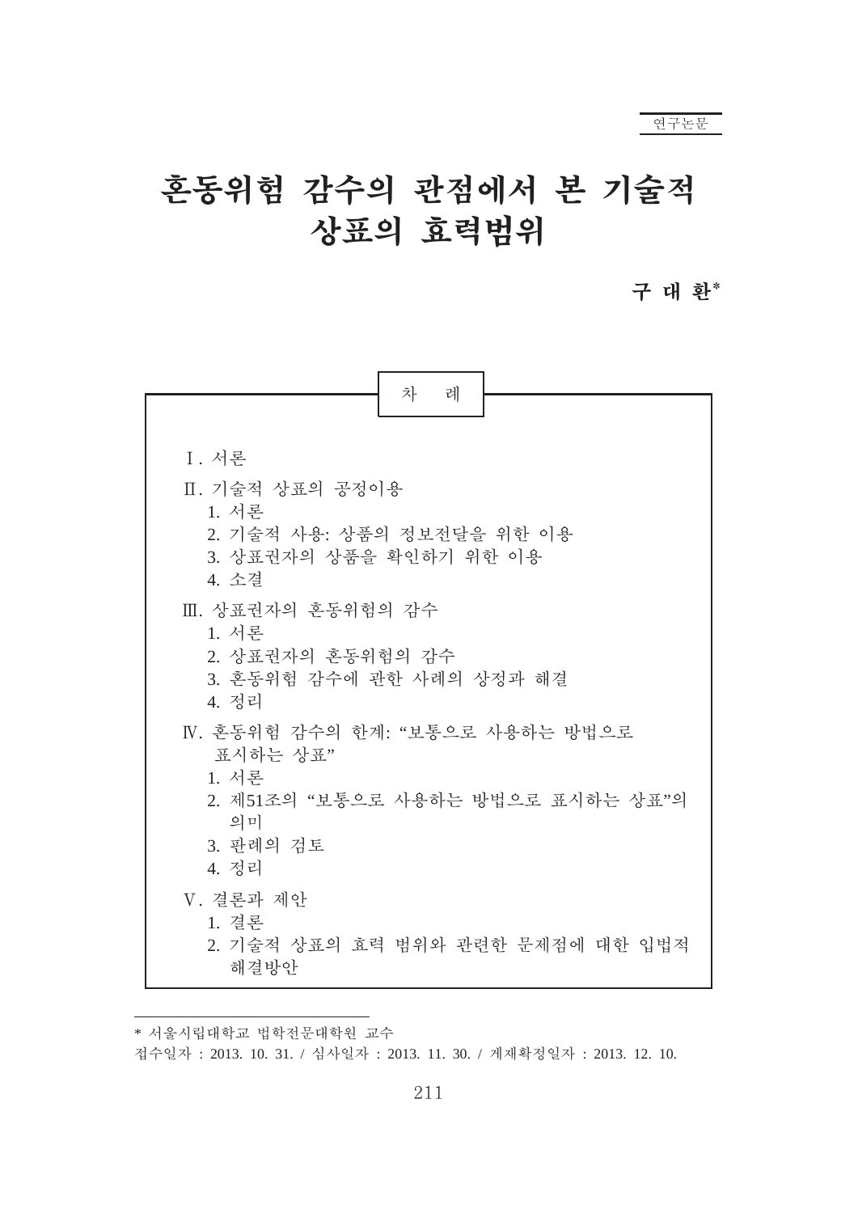연구논문

# 혼동위험 감수의 관점에서 본 기술적 상표의 효력범위

**구 대 환***

차 례

Ⅰ. 서론

Ⅱ. 기술적 상표의 공정이용
  1. 서론
  2. 기술적 사용: 상품의 정보전달을 위한 이용
  3. 상표권자의 상품을 확인하기 위한 이용
  4. 소결

Ⅲ. 상표권자의 혼동위험의 감수
  1. 서론
  2. 상표권자의 혼동위험의 감수
  3. 혼동위험 감수에 관한 사례의 상정과 해결
  4. 정리

Ⅳ. 혼동위험 감수의 한계: “보통으로 사용하는 방법으로 표시하는 상표”
  1. 서론
  2. 제51조의 “보통으로 사용하는 방법으로 표시하는 상표”의 의미
  3. 판례의 검토
  4. 정리

Ⅴ. 결론과 제안
  1. 결론
  2. 기술적 상표의 효력 범위와 관련한 문제점에 대한 입법적 해결방안

---

* 서울시립대학교 법학전문대학원 교수

접수일자 : 2013. 10. 31. / 심사일자 : 2013. 11. 30. / 게재확정일자 : 2013. 12. 10.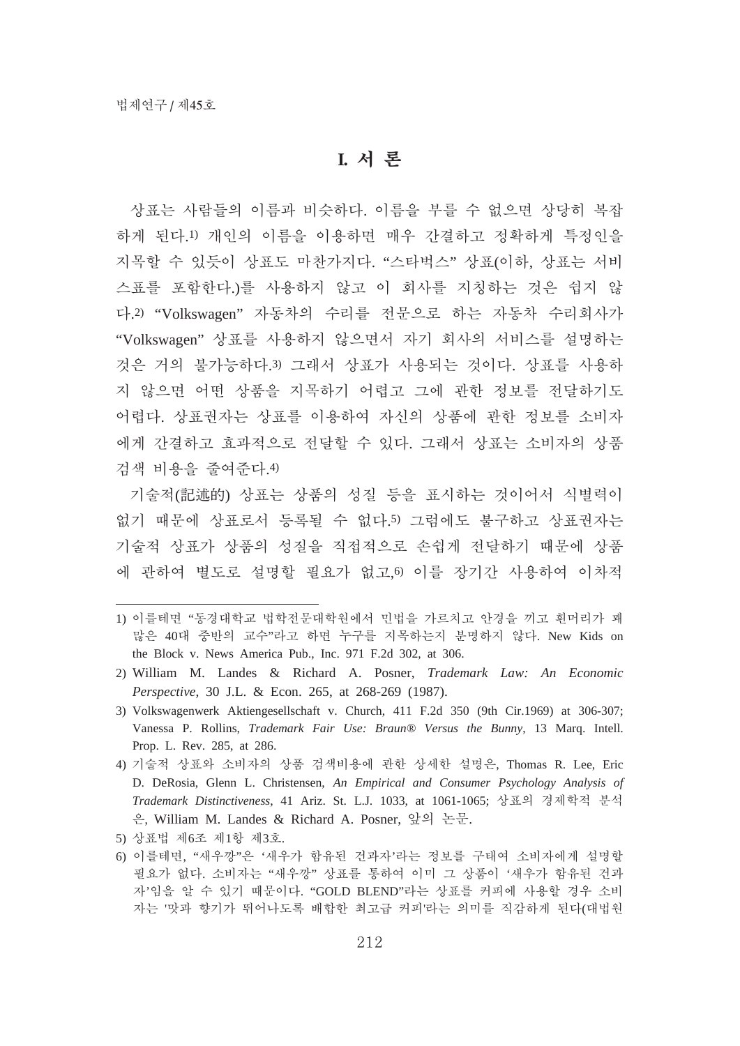# I. 서 론

상표는 사람들의 이름과 비슷하다. 이름을 부를 수 없으면 상당히 복잡하게 된다.[1] 개인의 이름을 이용하면 매우 간결하고 정확하게 특정인을 지목할 수 있듯이 상표도 마찬가지다. "스타벅스" 상표(이하, 상표는 서비스표를 포함한다.)를 사용하지 않고 이 회사를 지칭하는 것은 쉽지 않다.[2] "Volkswagen" 자동차의 수리를 전문으로 하는 자동차 수리회사가 "Volkswagen" 상표를 사용하지 않으면서 자기 회사의 서비스를 설명하는 것은 거의 불가능하다.[3] 그래서 상표가 사용되는 것이다. 상표를 사용하지 않으면 어떤 상품을 지목하기 어렵고 그에 관한 정보를 전달하기도 어렵다. 상표권자는 상표를 이용하여 자신의 상품에 관한 정보를 소비자에게 간결하고 효과적으로 전달할 수 있다. 그래서 상표는 소비자의 상품 검색 비용을 줄여준다.[4]

기술적(記述的) 상표는 상품의 성질 등을 표시하는 것이어서 식별력이 없기 때문에 상표로서 등록될 수 없다.[5] 그럼에도 불구하고 상표권자는 기술적 상표가 상품의 성질을 직접적으로 손쉽게 전달하기 때문에 상품에 관하여 별도로 설명할 필요가 없고,[6] 이를 장기간 사용하여 이차적

---

1) 이를테면 "동경대학교 법학전문대학원에서 민법을 가르치고 안경을 끼고 흰머리가 꽤 많은 40대 중반의 교수"라고 하면 누구를 지목하는지 분명하지 않다. New Kids on the Block v. News America Pub., Inc. 971 F.2d 302, at 306.

2) William M. Landes & Richard A. Posner, *Trademark Law: An Economic Perspective*, 30 J.L. & Econ. 265, at 268-269 (1987).

3) Volkswagenwerk Aktiengesellschaft v. Church, 411 F.2d 350 (9th Cir.1969) at 306-307; Vanessa P. Rollins, *Trademark Fair Use: Braun® Versus the Bunny*, 13 Marq. Intell. Prop. L. Rev. 285, at 286.

4) 기술적 상표와 소비자의 상품 검색비용에 관한 상세한 설명은, Thomas R. Lee, Eric D. DeRosia, Glenn L. Christensen, *An Empirical and Consumer Psychology Analysis of Trademark Distinctiveness*, 41 Ariz. St. L.J. 1033, at 1061-1065; 상표의 경제학적 분석은, William M. Landes & Richard A. Posner, 앞의 논문.

5) 상표법 제6조 제1항 제3호.

6) 이를테면, "새우깡"은 '새우가 함유된 건과자'라는 정보를 구태여 소비자에게 설명할 필요가 없다. 소비자는 "새우깡" 상표를 통하여 이미 그 상품이 '새우가 함유된 건과자'임을 알 수 있기 때문이다. "GOLD BLEND"라는 상표를 커피에 사용할 경우 소비자는 '맛과 향기가 뛰어나도록 배합한 최고급 커피'라는 의미를 직감하게 된다(대법원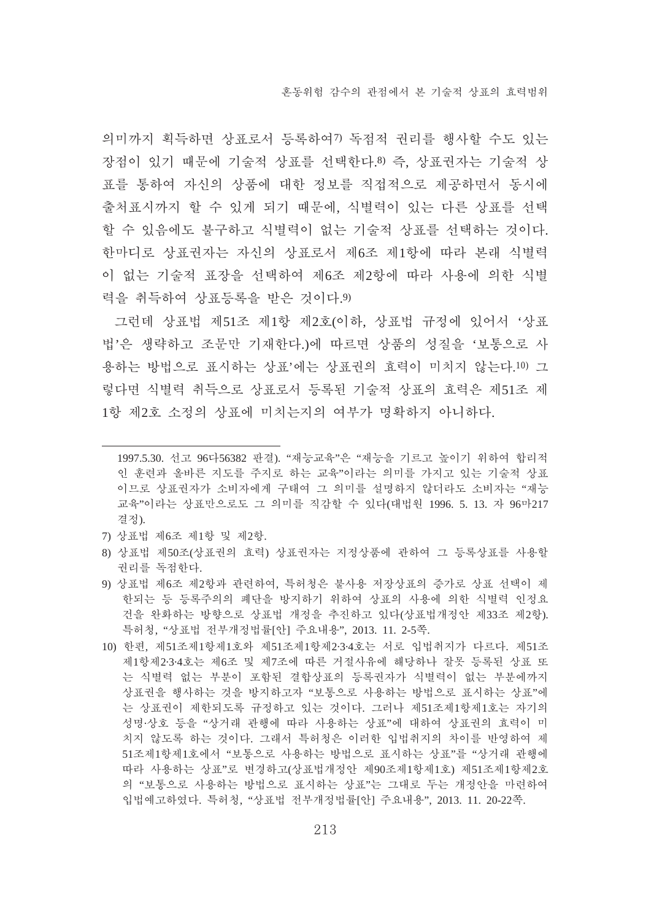의미까지 획득하면 상표로서 등록하여[7] 독점적 권리를 행사할 수도 있는 장점이 있기 때문에 기술적 상표를 선택한다.[8] 즉, 상표권자는 기술적 상표를 통하여 자신의 상품에 대한 정보를 직접적으로 제공하면서 동시에 출처표시까지 할 수 있게 되기 때문에, 식별력이 있는 다른 상표를 선택할 수 있음에도 불구하고 식별력이 없는 기술적 상표를 선택하는 것이다. 한마디로 상표권자는 자신의 상표로서 제6조 제1항에 따라 본래 식별력이 없는 기술적 표장을 선택하여 제6조 제2항에 따라 사용에 의한 식별력을 취득하여 상표등록을 받은 것이다.[9]

그런데 상표법 제51조 제1항 제2호(이하, 상표법 규정에 있어서 '상표법'은 생략하고 조문만 기재한다.)에 따르면 상품의 성질을 '보통으로 사용하는 방법으로 표시하는 상표'에는 상표권의 효력이 미치지 않는다.[10] 그렇다면 식별력 취득으로 상표로서 등록된 기술적 상표의 효력은 제51조 제1항 제2호 소정의 상표에 미치는지의 여부가 명확하지 아니하다.

---

1997.5.30. 선고 96다56382 판결). "재능교육"은 "재능을 기르고 높이기 위하여 합리적인 훈련과 올바른 지도를 주지로 하는 교육"이라는 의미를 가지고 있는 기술적 상표이므로 상표권자가 소비자에게 구태여 그 의미를 설명하지 않더라도 소비자는 "재능교육"이라는 상표만으로도 그 의미를 직감할 수 있다(대법원 1996. 5. 13. 자 96마217 결정).

7) 상표법 제6조 제1항 및 제2항.

8) 상표법 제50조(상표권의 효력) 상표권자는 지정상품에 관하여 그 등록상표를 사용할 권리를 독점한다.

9) 상표법 제6조 제2항과 관련하여, 특허청은 불사용 저장상표의 증가로 상표 선택이 제한되는 등 등록주의의 폐단을 방지하기 위하여 상표의 사용에 의한 식별력 인정요건을 완화하는 방향으로 상표법 개정을 추진하고 있다(상표법개정안 제33조 제2항). 특허청, "상표법 전부개정법률[안] 주요내용", 2013. 11. 2-5쪽.

10) 한편, 제51조제1항제1호와 제51조제1항제2·3·4호는 서로 입법취지가 다르다. 제51조제1항제2·3·4호는 제6조 및 제7조에 따른 거절사유에 해당하나 잘못 등록된 상표 또는 식별력 없는 부분이 포함된 결합상표의 등록권자가 식별력이 없는 부분에까지 상표권을 행사하는 것을 방지하고자 "보통으로 사용하는 방법으로 표시하는 상표"에는 상표권이 제한되도록 규정하고 있는 것이다. 그러나 제51조제1항제1호는 자기의 성명·상호 등을 "상거래 관행에 따라 사용하는 상표"에 대하여 상표권의 효력이 미치지 않도록 하는 것이다. 그래서 특허청은 이러한 입법취지의 차이를 반영하여 제51조제1항제1호에서 "보통으로 사용하는 방법으로 표시하는 상표"를 "상거래 관행에 따라 사용하는 상표"로 변경하고(상표법개정안 제90조제1항제1호) 제51조제1항제2호의 "보통으로 사용하는 방법으로 표시하는 상표"는 그대로 두는 개정안을 마련하여 입법예고하였다. 특허청, "상표법 전부개정법률[안] 주요내용", 2013. 11. 20-22쪽.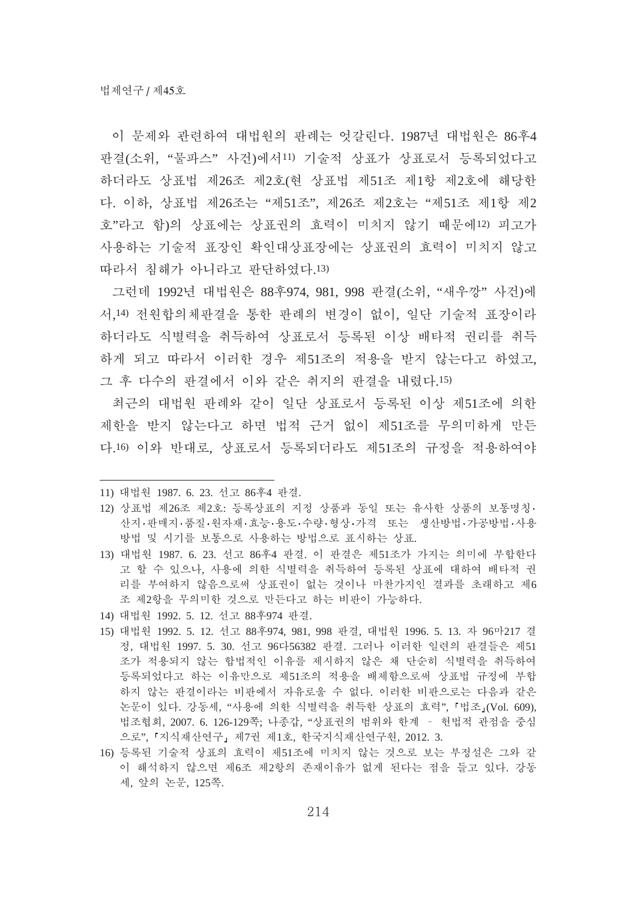이 문제와 관련하여 대법원의 판례는 엇갈린다. 1987년 대법원은 86후4 판결(소위, "물파스" 사건)에서[11] 기술적 상표가 상표로서 등록되었다고 하더라도 상표법 제26조 제2호(현 상표법 제51조 제1항 제2호에 해당한다. 이하, 상표법 제26조는 "제51조", 제26조 제2호는 "제51조 제1항 제2호"라고 함)의 상표에는 상표권의 효력이 미치지 않기 때문에[12] 피고가 사용하는 기술적 표장인 확인대상표장에는 상표권의 효력이 미치지 않고 따라서 침해가 아니라고 판단하였다.[13]

그런데 1992년 대법원은 88후974, 981, 998 판결(소위, "새우깡" 사건)에서,[14] 전원합의체판결을 통한 판례의 변경이 없이, 일단 기술적 표장이라 하더라도 식별력을 취득하여 상표로서 등록된 이상 배타적 권리를 취득하게 되고 따라서 이러한 경우 제51조의 적용을 받지 않는다고 하였고, 그 후 다수의 판결에서 이와 같은 취지의 판결을 내렸다.[15]

최근의 대법원 판례와 같이 일단 상표로서 등록된 이상 제51조에 의한 제한을 받지 않는다고 하면 법적 근거 없이 제51조를 무의미하게 만든다.[16] 이와 반대로, 상표로서 등록되더라도 제51조의 규정을 적용하여야

---

11) 대법원 1987. 6. 23. 선고 86후4 판결.

12) 상표법 제26조 제2호: 등록상표의 지정 상품과 동일 또는 유사한 상품의 보통명칭·산지·판매지·품질·원자재·효능·용도·수량·형상·가격 또는 생산방법·가공방법·사용방법 및 시기를 보통으로 사용하는 방법으로 표시하는 상표.

13) 대법원 1987. 6. 23. 선고 86후4 판결. 이 판결은 제51조가 가지는 의미에 부합한다고 할 수 있으나, 사용에 의한 식별력을 취득하여 등록된 상표에 대하여 배타적 권리를 부여하지 않음으로써 상표권이 없는 것이나 마찬가지인 결과를 초래하고 제6조 제2항을 무의미한 것으로 만든다고 하는 비판이 가능하다.

14) 대법원 1992. 5. 12. 선고 88후974 판결.

15) 대법원 1992. 5. 12. 선고 88후974, 981, 998 판결, 대법원 1996. 5. 13. 자 96마217 결정, 대법원 1997. 5. 30. 선고 96다56382 판결. 그러나 이러한 일련의 판결들은 제51조가 적용되지 않는 합법적인 이유를 제시하지 않은 채 단순히 식별력을 취득하여 등록되었다고 하는 이유만으로 제51조의 적용을 배제함으로써 상표법 규정에 부합하지 않는 판결이라는 비판에서 자유로울 수 없다. 이러한 비판으로는 다음과 같은 논문이 있다. 강동세, "사용에 의한 식별력을 취득한 상표의 효력", 「법조」(Vol. 609), 법조협회, 2007. 6. 126-129쪽; 나종갑, "상표권의 범위와 한계 - 헌법적 관점을 중심으로", 「지식재산연구」 제7권 제1호, 한국지식재산연구원, 2012. 3.

16) 등록된 기술적 상표의 효력이 제51조에 미치지 않는 것으로 보는 부정설은 그와 같이 해석하지 않으면 제6조 제2항의 존재이유가 없게 된다는 점을 들고 있다. 강동세, 앞의 논문, 125쪽.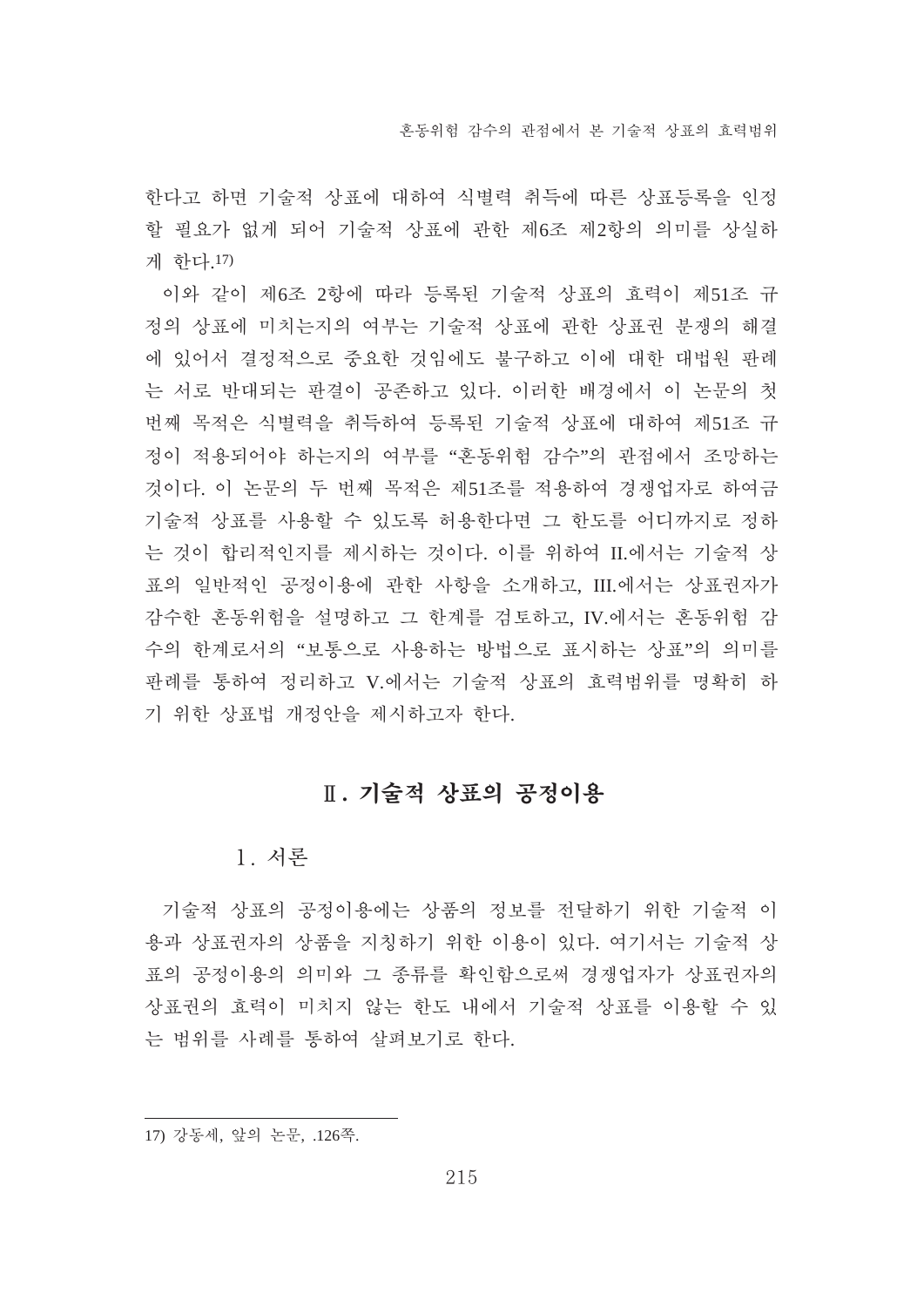한다고 하면 기술적 상표에 대하여 식별력 취득에 따른 상표등록을 인정할 필요가 없게 되어 기술적 상표에 관한 제6조 제2항의 의미를 상실하게 한다.[17)]

이와 같이 제6조 2항에 따라 등록된 기술적 상표의 효력이 제51조 규정의 상표에 미치는지의 여부는 기술적 상표에 관한 상표권 분쟁의 해결에 있어서 결정적으로 중요한 것임에도 불구하고 이에 대한 대법원 판례는 서로 반대되는 판결이 공존하고 있다. 이러한 배경에서 이 논문의 첫 번째 목적은 식별력을 취득하여 등록된 기술적 상표에 대하여 제51조 규정이 적용되어야 하는지의 여부를 "혼동위험 감수"의 관점에서 조망하는 것이다. 이 논문의 두 번째 목적은 제51조를 적용하여 경쟁업자로 하여금 기술적 상표를 사용할 수 있도록 허용한다면 그 한도를 어디까지로 정하는 것이 합리적인지를 제시하는 것이다. 이를 위하여 II.에서는 기술적 상표의 일반적인 공정이용에 관한 사항을 소개하고, III.에서는 상표권자가 감수한 혼동위험을 설명하고 그 한계를 검토하고, IV.에서는 혼동위험 감수의 한계로서의 "보통으로 사용하는 방법으로 표시하는 상표"의 의미를 판례를 통하여 정리하고 V.에서는 기술적 상표의 효력범위를 명확히 하기 위한 상표법 개정안을 제시하고자 한다.

## Ⅱ. 기술적 상표의 공정이용

### 1. 서론

기술적 상표의 공정이용에는 상품의 정보를 전달하기 위한 기술적 이용과 상표권자의 상품을 지칭하기 위한 이용이 있다. 여기서는 기술적 상표의 공정이용의 의미와 그 종류를 확인함으로써 경쟁업자가 상표권자의 상표권의 효력이 미치지 않는 한도 내에서 기술적 상표를 이용할 수 있는 범위를 사례를 통하여 살펴보기로 한다.

---

17) 강동세, 앞의 논문, .126쪽.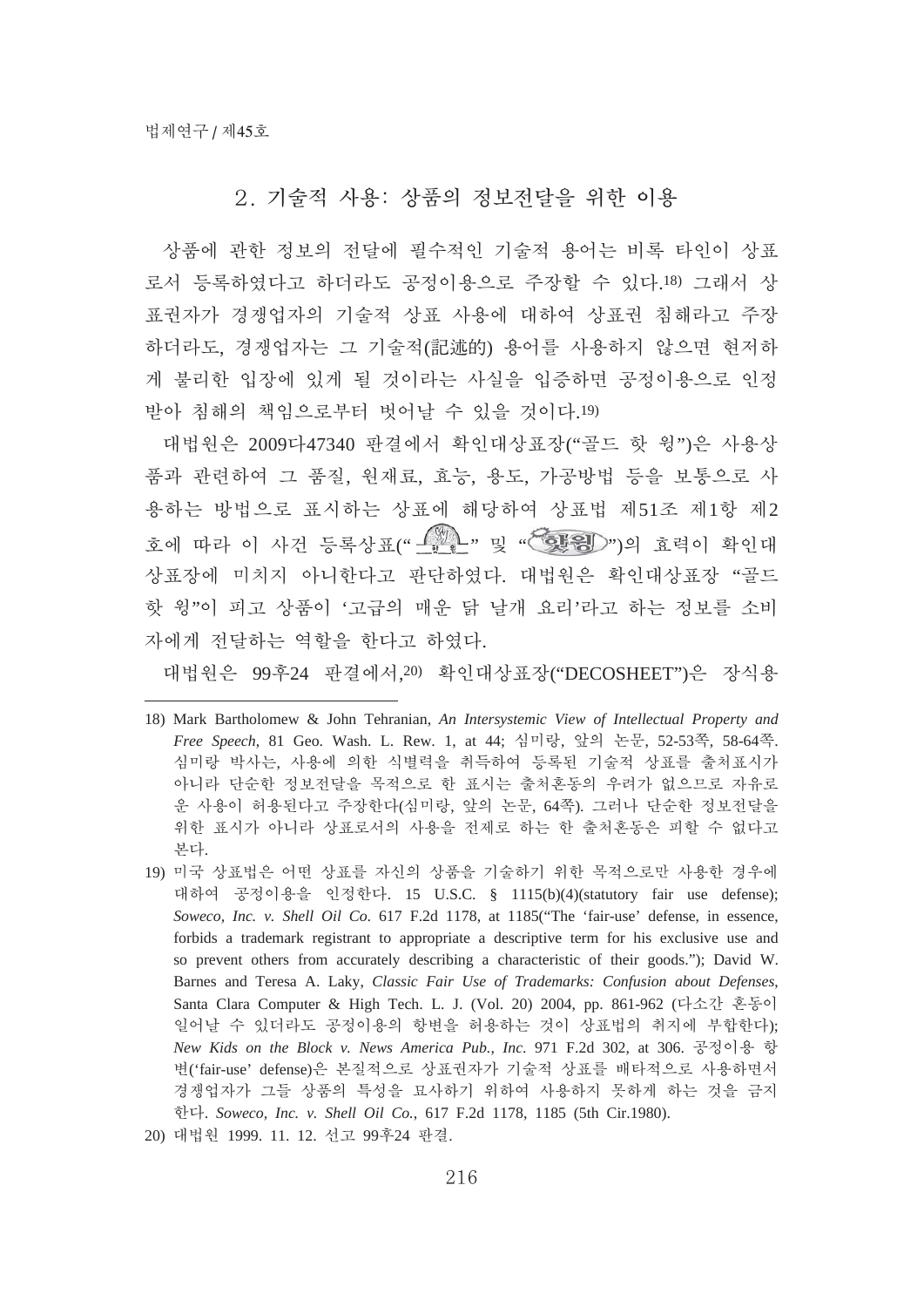## 2. 기술적 사용: 상품의 정보전달을 위한 이용

상품에 관한 정보의 전달에 필수적인 기술적 용어는 비록 타인이 상표로서 등록하였다고 하더라도 공정이용으로 주장할 수 있다.[18] 그래서 상표권자가 경쟁업자의 기술적 상표 사용에 대하여 상표권 침해라고 주장하더라도, 경쟁업자는 그 기술적(記述的) 용어를 사용하지 않으면 현저하게 불리한 입장에 있게 될 것이라는 사실을 입증하면 공정이용으로 인정받아 침해의 책임으로부터 벗어날 수 있을 것이다.[19]

대법원은 2009다47340 판결에서 확인대상표장("골드 핫 윙")은 사용상품과 관련하여 그 품질, 원재료, 효능, 용도, 가공방법 등을 보통으로 사용하는 방법으로 표시하는 상표에 해당하여 상표법 제51조 제1항 제2호에 따라 이 사건 등록상표(" " 및 " ")의 효력이 확인대상표장에 미치지 아니한다고 판단하였다. 대법원은 확인대상표장 "골드 핫 윙"이 피고 상품이 '고급의 매운 닭 날개 요리'라고 하는 정보를 소비자에게 전달하는 역할을 한다고 하였다.

대법원은 99후24 판결에서,[20] 확인대상표장("DECOSHEET")은 장식용

---

18) Mark Bartholomew & John Tehranian, *An Intersystemic View of Intellectual Property and Free Speech*, 81 Geo. Wash. L. Rew. 1, at 44; 심미랑, 앞의 논문, 52-53쪽, 58-64쪽. 심미랑 박사는, 사용에 의한 식별력을 취득하여 등록된 기술적 상표를 출처표시가 아니라 단순한 정보전달을 목적으로 한 표시는 출처혼동의 우려가 없으므로 자유로운 사용이 허용된다고 주장한다(심미랑, 앞의 논문, 64쪽). 그러나 단순한 정보전달을 위한 표시가 아니라 상표로서의 사용을 전제로 하는 한 출처혼동은 피할 수 없다고 본다.

19) 미국 상표법은 어떤 상표를 자신의 상품을 기술하기 위한 목적으로만 사용한 경우에 대하여 공정이용을 인정한다. 15 U.S.C. § 1115(b)(4)(statutory fair use defense); *Soweco, Inc. v. Shell Oil Co.* 617 F.2d 1178, at 1185("The 'fair-use' defense, in essence, forbids a trademark registrant to appropriate a descriptive term for his exclusive use and so prevent others from accurately describing a characteristic of their goods."); David W. Barnes and Teresa A. Laky, *Classic Fair Use of Trademarks: Confusion about Defenses*, Santa Clara Computer & High Tech. L. J. (Vol. 20) 2004, pp. 861-962 (다소간 혼동이 일어날 수 있더라도 공정이용의 항변을 허용하는 것이 상표법의 취지에 부합한다); *New Kids on the Block v. News America Pub., Inc.* 971 F.2d 302, at 306. 공정이용 항변('fair-use' defense)은 본질적으로 상표권자가 기술적 상표를 배타적으로 사용하면서 경쟁업자가 그들 상품의 특성을 묘사하기 위하여 사용하지 못하게 하는 것을 금지한다. *Soweco, Inc. v. Shell Oil Co.*, 617 F.2d 1178, 1185 (5th Cir.1980).

20) 대법원 1999. 11. 12. 선고 99후24 판결.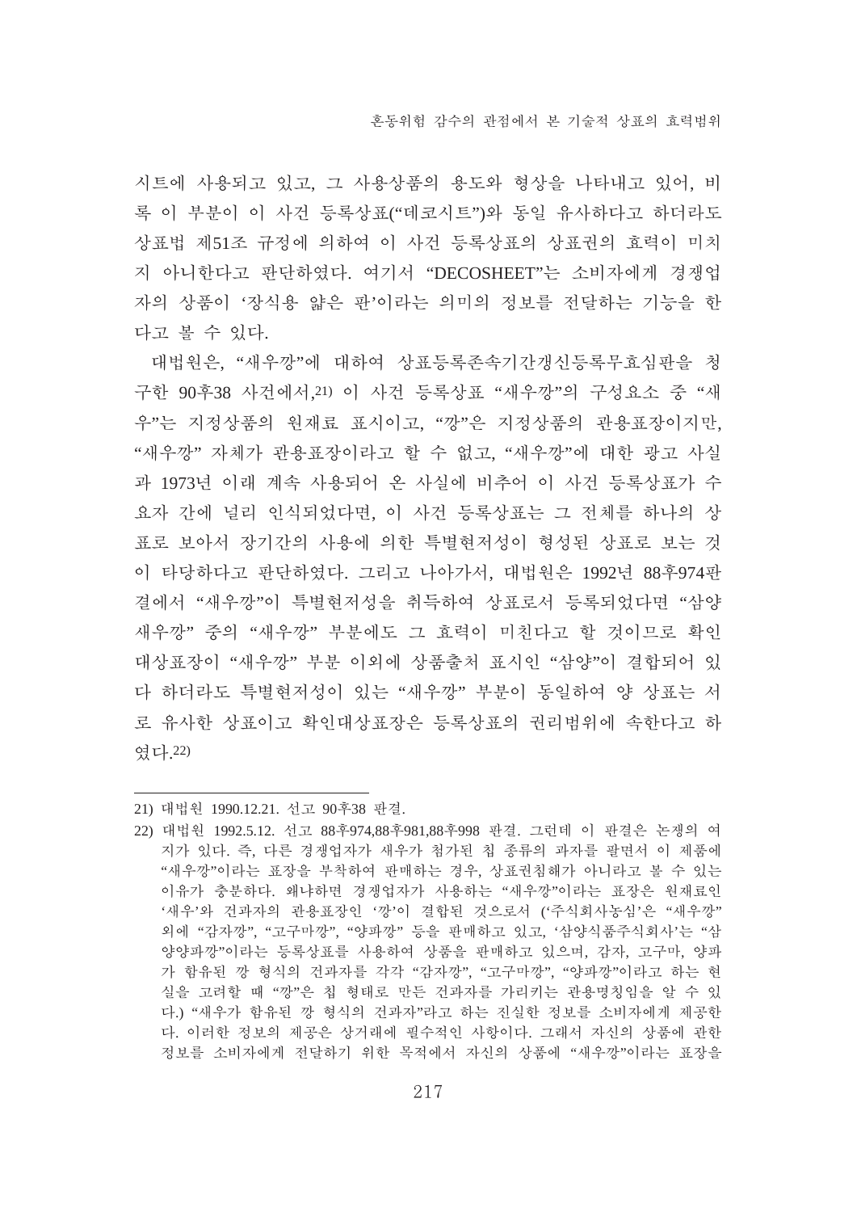시트에 사용되고 있고, 그 사용상품의 용도와 형상을 나타내고 있어, 비록 이 부분이 이 사건 등록상표("데코시트")와 동일 유사하다고 하더라도 상표법 제51조 규정에 의하여 이 사건 등록상표의 상표권의 효력이 미치지 아니한다고 판단하였다. 여기서 "DECOSHEET"는 소비자에게 경쟁업자의 상품이 '장식용 얇은 판'이라는 의미의 정보를 전달하는 기능을 한다고 볼 수 있다.

대법원은, "새우깡"에 대하여 상표등록존속기간갱신등록무효심판을 청구한 90후38 사건에서,[21] 이 사건 등록상표 "새우깡"의 구성요소 중 "새우"는 지정상품의 원재료 표시이고, "깡"은 지정상품의 관용표장이지만, "새우깡" 자체가 관용표장이라고 할 수 없고, "새우깡"에 대한 광고 사실과 1973년 이래 계속 사용되어 온 사실에 비추어 이 사건 등록상표가 수요자 간에 널리 인식되었다면, 이 사건 등록상표는 그 전체를 하나의 상표로 보아서 장기간의 사용에 의한 특별현저성이 형성된 상표로 보는 것이 타당하다고 판단하였다. 그리고 나아가서, 대법원은 1992년 88후974판결에서 "새우깡"이 특별현저성을 취득하여 상표로서 등록되었다면 "삼양새우깡" 중의 "새우깡" 부분에도 그 효력이 미친다고 할 것이므로 확인대상표장이 "새우깡" 부분 이외에 상품출처 표시인 "삼양"이 결합되어 있다 하더라도 특별현저성이 있는 "새우깡" 부분이 동일하여 양 상표는 서로 유사한 상표이고 확인대상표장은 등록상표의 권리범위에 속한다고 하였다.[22]

---

21) 대법원 1990.12.21. 선고 90후38 판결.

22) 대법원 1992.5.12. 선고 88후974,88후981,88후998 판결. 그런데 이 판결은 논쟁의 여지가 있다. 즉, 다른 경쟁업자가 새우가 첨가된 칩 종류의 과자를 팔면서 이 제품에 "새우깡"이라는 표장을 부착하여 판매하는 경우, 상표권침해가 아니라고 볼 수 있는 이유가 충분하다. 왜냐하면 경쟁업자가 사용하는 "새우깡"이라는 표장은 원재료인 '새우'와 건과자의 관용표장인 '깡'이 결합된 것으로서 ('주식회사농심'은 "새우깡" 외에 "감자깡", "고구마깡", "양파깡" 등을 판매하고 있고, '삼양식품주식회사'는 "삼양양파깡"이라는 등록상표를 사용하여 상품을 판매하고 있으며, 감자, 고구마, 양파가 함유된 깡 형식의 건과자를 각각 "감자깡", "고구마깡", "양파깡"이라고 하는 현실을 고려할 때 "깡"은 칩 형태로 만든 건과자를 가리키는 관용명칭임을 알 수 있다.) "새우가 함유된 깡 형식의 건과자"라고 하는 진실한 정보를 소비자에게 제공한다. 이러한 정보의 제공은 상거래에 필수적인 사항이다. 그래서 자신의 상품에 관한 정보를 소비자에게 전달하기 위한 목적에서 자신의 상품에 "새우깡"이라는 표장을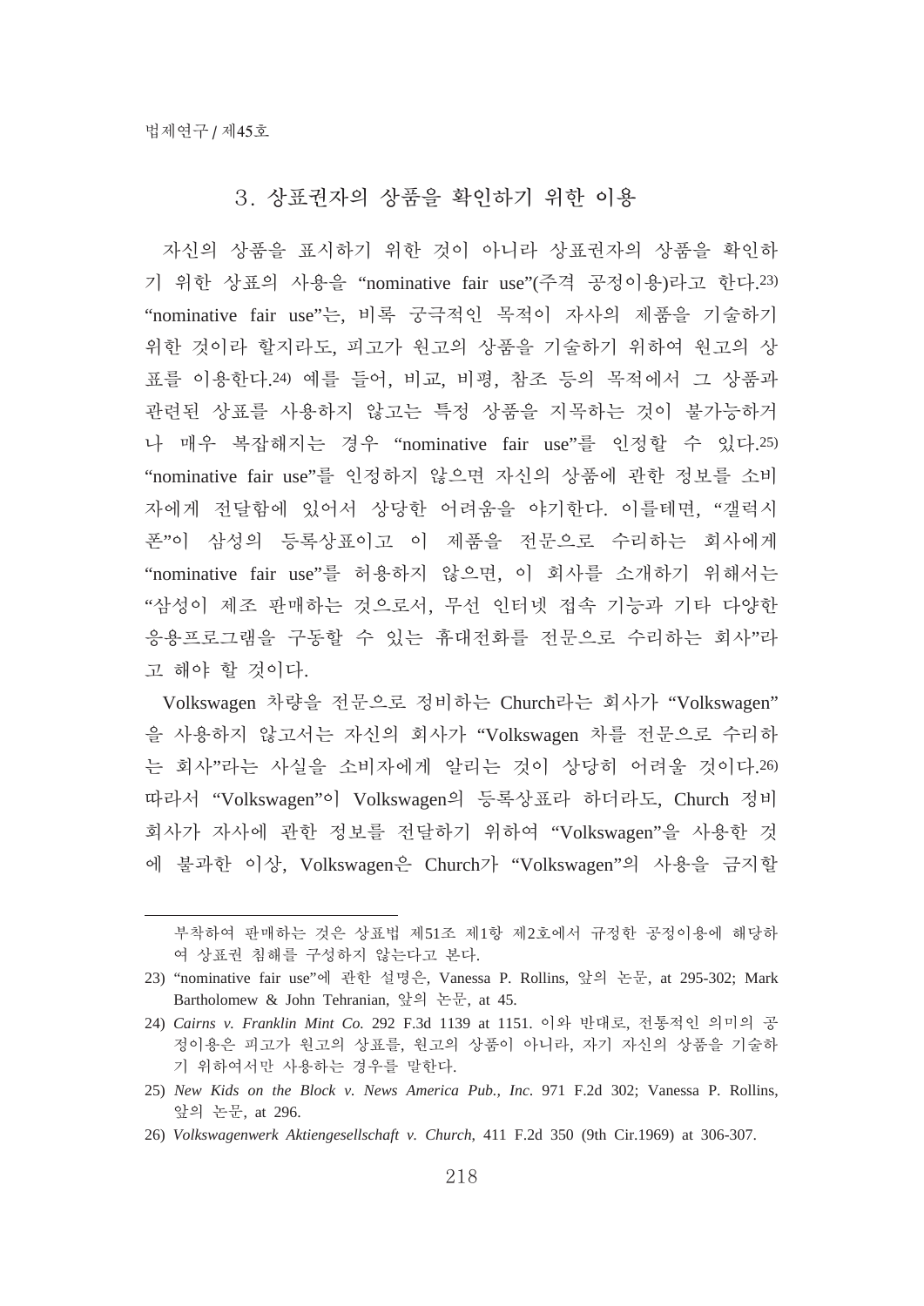### 3. 상표권자의 상품을 확인하기 위한 이용

자신의 상품을 표시하기 위한 것이 아니라 상표권자의 상품을 확인하기 위한 상표의 사용을 "nominative fair use"(주격 공정이용)라고 한다.[23) ]"nominative fair use"는, 비록 궁극적인 목적이 자사의 제품을 기술하기 위한 것이라 할지라도, 피고가 원고의 상품을 기술하기 위하여 원고의 상표를 이용한다.[24)] 예를 들어, 비교, 비평, 참조 등의 목적에서 그 상품과 관련된 상표를 사용하지 않고는 특정 상품을 지목하는 것이 불가능하거나 매우 복잡해지는 경우 "nominative fair use"를 인정할 수 있다.[25)] "nominative fair use"를 인정하지 않으면 자신의 상품에 관한 정보를 소비자에게 전달함에 있어서 상당한 어려움을 야기한다. 이를테면, "갤럭시 폰"이 삼성의 등록상표이고 이 제품을 전문으로 수리하는 회사에게 "nominative fair use"를 허용하지 않으면, 이 회사를 소개하기 위해서는 "삼성이 제조 판매하는 것으로서, 무선 인터넷 접속 기능과 기타 다양한 응용프로그램을 구동할 수 있는 휴대전화를 전문으로 수리하는 회사"라고 해야 할 것이다.

Volkswagen 차량을 전문으로 정비하는 Church라는 회사가 "Volkswagen"을 사용하지 않고서는 자신의 회사가 "Volkswagen 차를 전문으로 수리하는 회사"라는 사실을 소비자에게 알리는 것이 상당히 어려울 것이다.[26)] 따라서 "Volkswagen"이 Volkswagen의 등록상표라 하더라도, Church 정비회사가 자사에 관한 정보를 전달하기 위하여 "Volkswagen"을 사용한 것에 불과한 이상, Volkswagen은 Church가 "Volkswagen"의 사용을 금지할

---

부착하여 판매하는 것은 상표법 제51조 제1항 제2호에서 규정한 공정이용에 해당하여 상표권 침해를 구성하지 않는다고 본다.

23) "nominative fair use"에 관한 설명은, Vanessa P. Rollins, 앞의 논문, at 295-302; Mark Bartholomew & John Tehranian, 앞의 논문, at 45.

24) *Cairns v. Franklin Mint Co.* 292 F.3d 1139 at 1151. 이와 반대로, 전통적인 의미의 공정이용은 피고가 원고의 상표를, 원고의 상품이 아니라, 자기 자신의 상품을 기술하기 위하여서만 사용하는 경우를 말한다.

25) *New Kids on the Block v. News America Pub., Inc.* 971 F.2d 302; Vanessa P. Rollins, 앞의 논문, at 296.

26) *Volkswagenwerk Aktiengesellschaft v. Church*, 411 F.2d 350 (9th Cir.1969) at 306-307.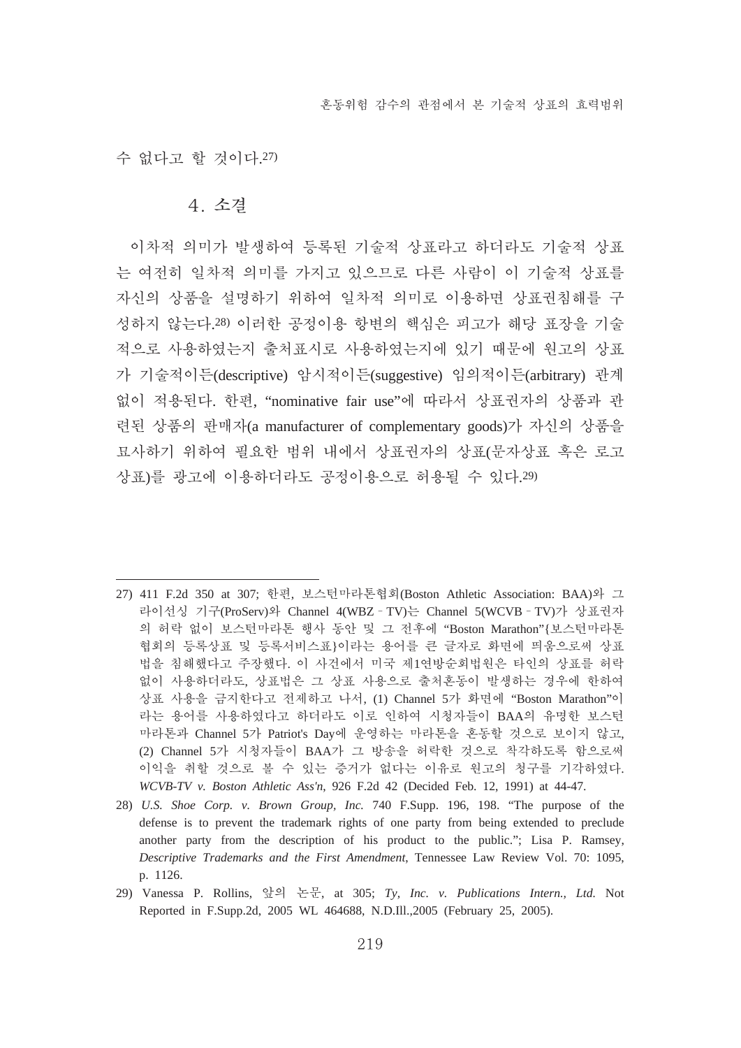수 없다고 할 것이다.[27]

### 4. 소결

이차적 의미가 발생하여 등록된 기술적 상표라고 하더라도 기술적 상표는 여전히 일차적 의미를 가지고 있으므로 다른 사람이 이 기술적 상표를 자신의 상품을 설명하기 위하여 일차적 의미로 이용하면 상표권침해를 구성하지 않는다.[28] 이러한 공정이용 항변의 핵심은 피고가 해당 표장을 기술적으로 사용하였는지 출처표시로 사용하였는지에 있기 때문에 원고의 상표가 기술적이든(descriptive) 암시적이든(suggestive) 임의적이든(arbitrary) 관계없이 적용된다. 한편, "nominative fair use"에 따라서 상표권자의 상품과 관련된 상품의 판매자(a manufacturer of complementary goods)가 자신의 상품을 묘사하기 위하여 필요한 범위 내에서 상표권자의 상표(문자상표 혹은 로고상표)를 광고에 이용하더라도 공정이용으로 허용될 수 있다.[29]

---

27) 411 F.2d 350 at 307; 한편, 보스턴마라톤협회(Boston Athletic Association: BAA)와 그 라이선싱 기구(ProServ)와 Channel 4(WBZ‐TV)는 Channel 5(WCVB‐TV)가 상표권자의 허락 없이 보스턴마라톤 행사 동안 및 그 전후에 "Boston Marathon"{보스턴마라톤협회의 등록상표 및 등록서비스표}이라는 용어를 큰 글자로 화면에 띄움으로써 상표법을 침해했다고 주장했다. 이 사건에서 미국 제1연방순회법원은 타인의 상표를 허락 없이 사용하더라도, 상표법은 그 상표 사용으로 출처혼동이 발생하는 경우에 한하여 상표 사용을 금지한다고 전제하고 나서, (1) Channel 5가 화면에 "Boston Marathon"이라는 용어를 사용하였다고 하더라도 이로 인하여 시청자들이 BAA의 유명한 보스턴마라톤과 Channel 5가 Patriot's Day에 운영하는 마라톤을 혼동할 것으로 보이지 않고, (2) Channel 5가 시청자들이 BAA가 그 방송을 허락한 것으로 착각하도록 함으로써 이익을 취할 것으로 볼 수 있는 증거가 없다는 이유로 원고의 청구를 기각하였다. *WCVB-TV v. Boston Athletic Ass'n*, 926 F.2d 42 (Decided Feb. 12, 1991) at 44-47.

28) *U.S. Shoe Corp. v. Brown Group, Inc.* 740 F.Supp. 196, 198. "The purpose of the defense is to prevent the trademark rights of one party from being extended to preclude another party from the description of his product to the public."; Lisa P. Ramsey, *Descriptive Trademarks and the First Amendment*, Tennessee Law Review Vol. 70: 1095, p. 1126.

29) Vanessa P. Rollins, 앞의 논문, at 305; *Ty, Inc. v. Publications Intern., Ltd.* Not Reported in F.Supp.2d, 2005 WL 464688, N.D.Ill.,2005 (February 25, 2005).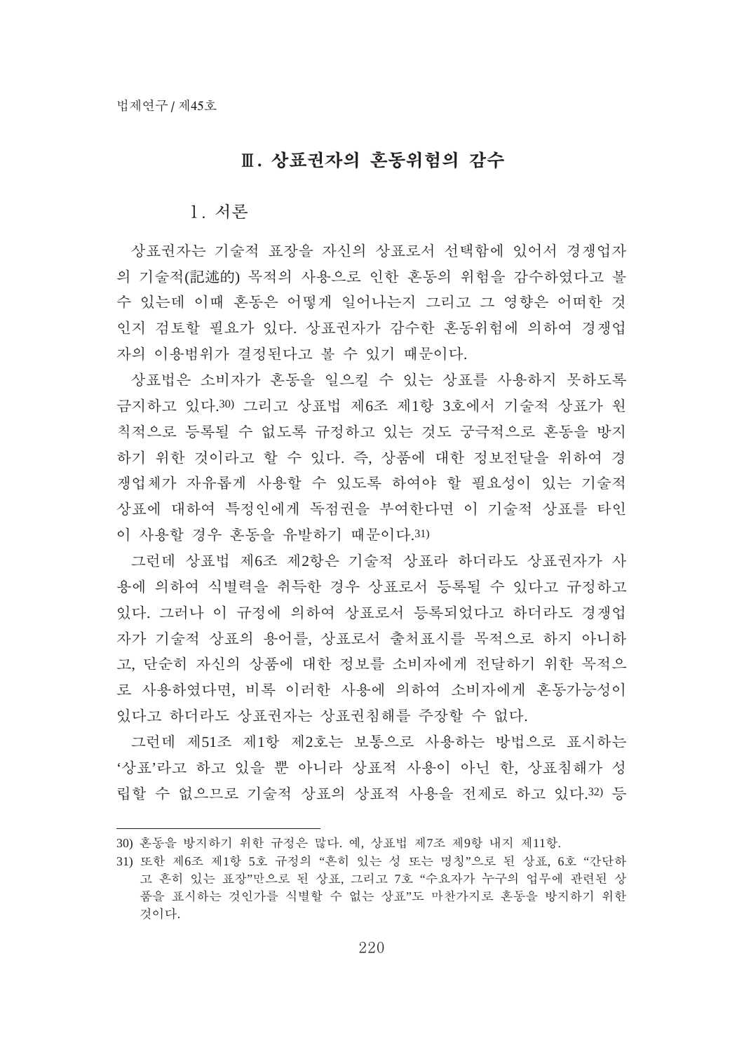## Ⅲ. 상표권자의 혼동위험의 감수

### 1. 서론

상표권자는 기술적 표장을 자신의 상표로서 선택함에 있어서 경쟁업자의 기술적(記述的) 목적의 사용으로 인한 혼동의 위험을 감수하였다고 볼 수 있는데 이때 혼동은 어떻게 일어나는지 그리고 그 영향은 어떠한 것인지 검토할 필요가 있다. 상표권자가 감수한 혼동위험에 의하여 경쟁업자의 이용범위가 결정된다고 볼 수 있기 때문이다.

상표법은 소비자가 혼동을 일으킬 수 있는 상표를 사용하지 못하도록 금지하고 있다.[30] 그리고 상표법 제6조 제1항 3호에서 기술적 상표가 원칙적으로 등록될 수 없도록 규정하고 있는 것도 궁극적으로 혼동을 방지하기 위한 것이라고 할 수 있다. 즉, 상품에 대한 정보전달을 위하여 경쟁업체가 자유롭게 사용할 수 있도록 하여야 할 필요성이 있는 기술적 상표에 대하여 특정인에게 독점권을 부여한다면 이 기술적 상표를 타인이 사용할 경우 혼동을 유발하기 때문이다.[31]

그런데 상표법 제6조 제2항은 기술적 상표라 하더라도 상표권자가 사용에 의하여 식별력을 취득한 경우 상표로서 등록될 수 있다고 규정하고 있다. 그러나 이 규정에 의하여 상표로서 등록되었다고 하더라도 경쟁업자가 기술적 상표의 용어를, 상표로서 출처표시를 목적으로 하지 아니하고, 단순히 자신의 상품에 대한 정보를 소비자에게 전달하기 위한 목적으로 사용하였다면, 비록 이러한 사용에 의하여 소비자에게 혼동가능성이 있다고 하더라도 상표권자는 상표권침해를 주장할 수 없다.

그런데 제51조 제1항 제2호는 보통으로 사용하는 방법으로 표시하는 '상표'라고 하고 있을 뿐 아니라 상표적 사용이 아닌 한, 상표침해가 성립할 수 없으므로 기술적 상표의 상표적 사용을 전제로 하고 있다.[32] 등

---

30) 혼동을 방지하기 위한 규정은 많다. 예, 상표법 제7조 제9항 내지 제11항.

31) 또한 제6조 제1항 5호 규정의 "흔히 있는 성 또는 명칭"으로 된 상표, 6호 "간단하고 흔히 있는 표장"만으로 된 상표, 그리고 7호 "수요자가 누구의 업무에 관련된 상품을 표시하는 것인가를 식별할 수 없는 상표"도 마찬가지로 혼동을 방지하기 위한 것이다.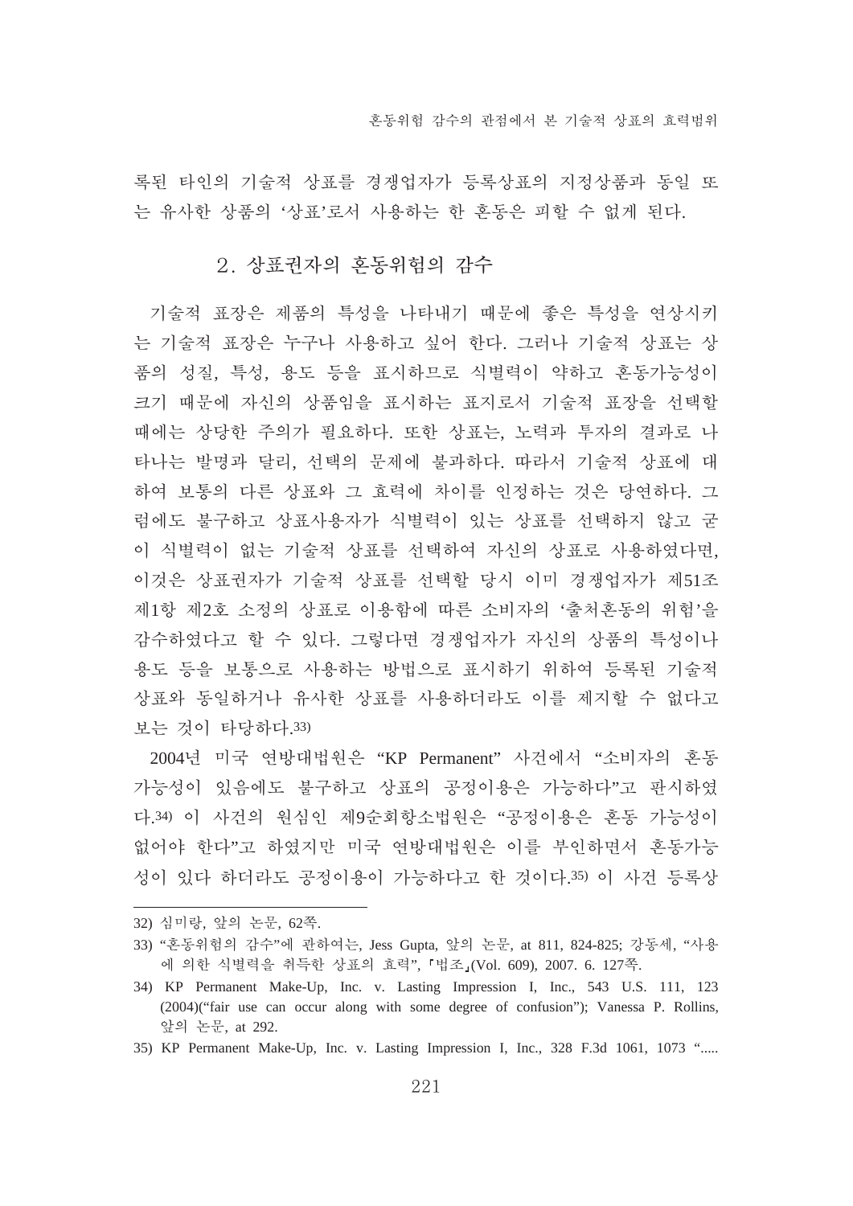록된 타인의 기술적 상표를 경쟁업자가 등록상표의 지정상품과 동일 또는 유사한 상품의 '상표'로서 사용하는 한 혼동은 피할 수 없게 된다.

### 2. 상표권자의 혼동위험의 감수

기술적 표장은 제품의 특성을 나타내기 때문에 좋은 특성을 연상시키는 기술적 표장은 누구나 사용하고 싶어 한다. 그러나 기술적 상표는 상품의 성질, 특성, 용도 등을 표시하므로 식별력이 약하고 혼동가능성이 크기 때문에 자신의 상품임을 표시하는 표지로서 기술적 표장을 선택할 때에는 상당한 주의가 필요하다. 또한 상표는, 노력과 투자의 결과로 나타나는 발명과 달리, 선택의 문제에 불과하다. 따라서 기술적 상표에 대하여 보통의 다른 상표와 그 효력에 차이를 인정하는 것은 당연하다. 그럼에도 불구하고 상표사용자가 식별력이 있는 상표를 선택하지 않고 굳이 식별력이 없는 기술적 상표를 선택하여 자신의 상표로 사용하였다면, 이것은 상표권자가 기술적 상표를 선택할 당시 이미 경쟁업자가 제51조 제1항 제2호 소정의 상표로 이용함에 따른 소비자의 '출처혼동의 위험'을 감수하였다고 할 수 있다. 그렇다면 경쟁업자가 자신의 상품의 특성이나 용도 등을 보통으로 사용하는 방법으로 표시하기 위하여 등록된 기술적 상표와 동일하거나 유사한 상표를 사용하더라도 이를 제지할 수 없다고 보는 것이 타당하다.[33]

2004년 미국 연방대법원은 "KP Permanent" 사건에서 "소비자의 혼동가능성이 있음에도 불구하고 상표의 공정이용은 가능하다"고 판시하였다.[34] 이 사건의 원심인 제9순회항소법원은 "공정이용은 혼동 가능성이 없어야 한다"고 하였지만 미국 연방대법원은 이를 부인하면서 혼동가능성이 있다 하더라도 공정이용이 가능하다고 한 것이다.[35] 이 사건 등록상

---

32) 심미랑, 앞의 논문, 62쪽.

33) "혼동위험의 감수"에 관하여는, Jess Gupta, 앞의 논문, at 811, 824-825; 강동세, "사용에 의한 식별력을 취득한 상표의 효력", 『법조』(Vol. 609), 2007. 6. 127쪽.

34) KP Permanent Make-Up, Inc. v. Lasting Impression I, Inc., 543 U.S. 111, 123 (2004)("fair use can occur along with some degree of confusion"); Vanessa P. Rollins, 앞의 논문, at 292.

35) KP Permanent Make-Up, Inc. v. Lasting Impression I, Inc., 328 F.3d 1061, 1073 ".....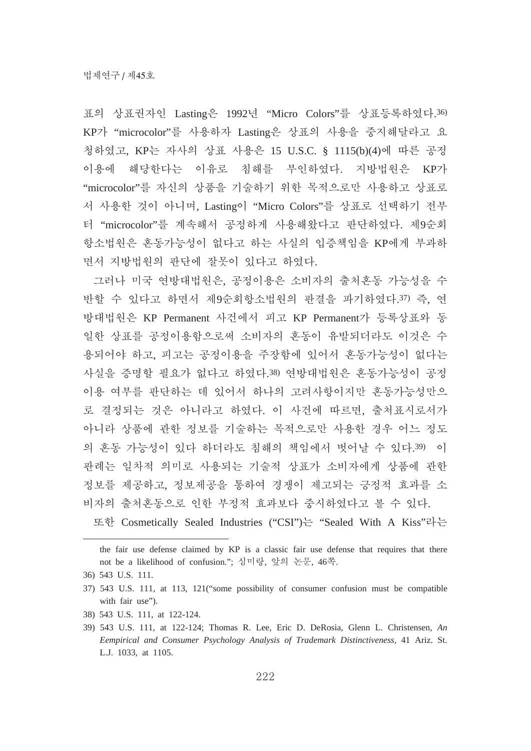표의 상표권자인 Lasting은 1992년 “Micro Colors”를 상표등록하였다.[36] KP가 “microcolor”를 사용하자 Lasting은 상표의 사용을 중지해달라고 요청하였고, KP는 자사의 상표 사용은 15 U.S.C. § 1115(b)(4)에 따른 공정이용에 해당한다는 이유로 침해를 부인하였다. 지방법원은 KP가 “microcolor”를 자신의 상품을 기술하기 위한 목적으로만 사용하고 상표로서 사용한 것이 아니며, Lasting이 “Micro Colors”를 상표로 선택하기 전부터 “microcolor”를 계속해서 공정하게 사용해왔다고 판단하였다. 제9순회항소법원은 혼동가능성이 없다고 하는 사실의 입증책임을 KP에게 부과하면서 지방법원의 판단에 잘못이 있다고 하였다.

그러나 미국 연방대법원은, 공정이용은 소비자의 출처혼동 가능성을 수반할 수 있다고 하면서 제9순회항소법원의 판결을 파기하였다.[37] 즉, 연방대법원은 KP Permanent 사건에서 피고 KP Permanent가 등록상표와 동일한 상표를 공정이용함으로써 소비자의 혼동이 유발되더라도 이것은 수용되어야 하고, 피고는 공정이용을 주장함에 있어서 혼동가능성이 없다는 사실을 증명할 필요가 없다고 하였다.[38] 연방대법원은 혼동가능성이 공정이용 여부를 판단하는 데 있어서 하나의 고려사항이지만 혼동가능성만으로 결정되는 것은 아니라고 하였다. 이 사건에 따르면, 출처표시로서가 아니라 상품에 관한 정보를 기술하는 목적으로만 사용한 경우 어느 정도의 혼동 가능성이 있다 하더라도 침해의 책임에서 벗어날 수 있다.[39] 이 판례는 일차적 의미로 사용되는 기술적 상표가 소비자에게 상품에 관한 정보를 제공하고, 정보제공을 통하여 경쟁이 제고되는 긍정적 효과를 소비자의 출처혼동으로 인한 부정적 효과보다 중시하였다고 볼 수 있다.

또한 Cosmetically Sealed Industries (“CSI”)는 “Sealed With A Kiss”라는

---

the fair use defense claimed by KP is a classic fair use defense that requires that there not be a likelihood of confusion.”; 심미랑, 앞의 논문, 46쪽.

36) 543 U.S. 111.

37) 543 U.S. 111, at 113, 121(“some possibility of consumer confusion must be compatible with fair use”).

38) 543 U.S. 111, at 122-124.

39) 543 U.S. 111, at 122-124; Thomas R. Lee, Eric D. DeRosia, Glenn L. Christensen, *An Eempirical and Consumer Psychology Analysis of Trademark Distinctiveness*, 41 Ariz. St. L.J. 1033, at 1105.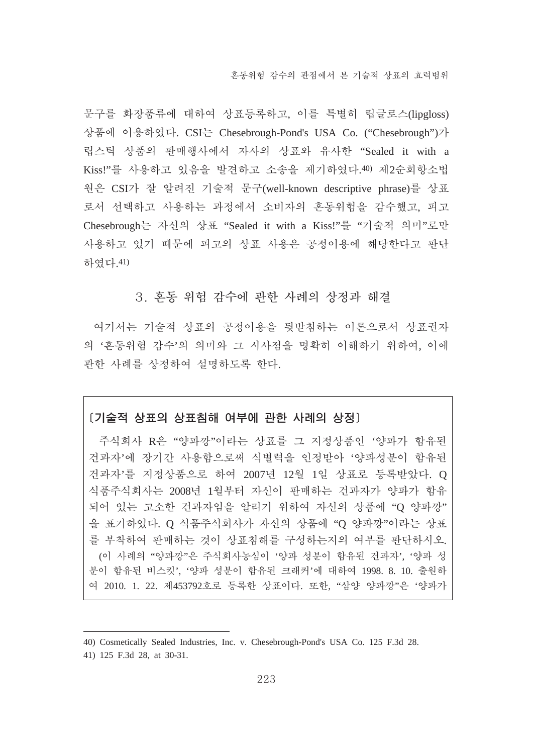문구를 화장품류에 대하여 상표등록하고, 이를 특별히 립글로스(lipgloss) 상품에 이용하였다. CSI는 Chesebrough-Pond's USA Co. (“Chesebrough”)가 립스틱 상품의 판매행사에서 자사의 상표와 유사한 “Sealed it with a Kiss!”를 사용하고 있음을 발견하고 소송을 제기하였다.[40] 제2순회항소법원은 CSI가 잘 알려진 기술적 문구(well-known descriptive phrase)를 상표로서 선택하고 사용하는 과정에서 소비자의 혼동위험을 감수했고, 피고 Chesebrough는 자신의 상표 “Sealed it with a Kiss!”를 “기술적 의미”로만 사용하고 있기 때문에 피고의 상표 사용은 공정이용에 해당한다고 판단하였다.[41]

### 3. 혼동 위험 감수에 관한 사례의 상정과 해결

여기서는 기술적 상표의 공정이용을 뒷받침하는 이론으로서 상표권자의 ‘혼동위험 감수’의 의미와 그 시사점을 명확히 이해하기 위하여, 이에 관한 사례를 상정하여 설명하도록 한다.

**〔기술적 상표의 상표침해 여부에 관한 사례의 상정〕**

주식회사 R은 “양파깡”이라는 상표를 그 지정상품인 ‘양파가 함유된 건과자’에 장기간 사용함으로써 식별력을 인정받아 ‘양파성분이 함유된 건과자’를 지정상품으로 하여 2007년 12월 1일 상표로 등록받았다. Q 식품주식회사는 2008년 1월부터 자신이 판매하는 건과자가 양파가 함유되어 있는 고소한 건과자임을 알리기 위하여 자신의 상품에 “Q 양파깡”을 표기하였다. Q 식품주식회사가 자신의 상품에 “Q 양파깡”이라는 상표를 부착하여 판매하는 것이 상표침해를 구성하는지의 여부를 판단하시오.
(이 사례의 “양파깡”은 주식회사농심이 ‘양파 성분이 함유된 건과자’, ‘양파 성분이 함유된 비스킷’, ‘양파 성분이 함유된 크래커’에 대하여 1998. 8. 10. 출원하여 2010. 1. 22. 제453792호로 등록한 상표이다. 또한, “삼양 양파깡”은 ‘양파가

---

40) Cosmetically Sealed Industries, Inc. v. Chesebrough-Pond's USA Co. 125 F.3d 28.

41) 125 F.3d 28, at 30-31.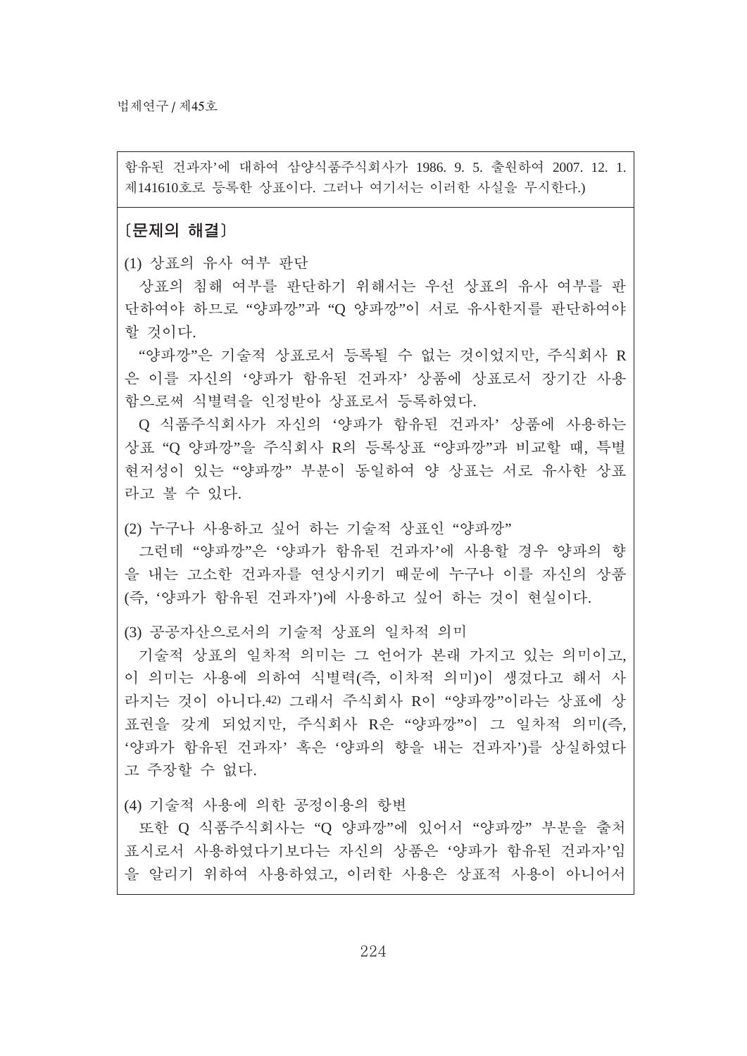함유된 건과자'에 대하여 삼양식품주식회사가 1986. 9. 5. 출원하여 2007. 12. 1. 제141610호로 등록한 상표이다. 그러나 여기서는 이러한 사실을 무시한다.)

〔문제의 해결〕

(1) 상표의 유사 여부 판단

상표의 침해 여부를 판단하기 위해서는 우선 상표의 유사 여부를 판단하여야 하므로 "양파깡"과 "Q 양파깡"이 서로 유사한지를 판단하여야 할 것이다.

"양파깡"은 기술적 상표로서 등록될 수 없는 것이었지만, 주식회사 R은 이를 자신의 '양파가 함유된 건과자' 상품에 상표로서 장기간 사용함으로써 식별력을 인정받아 상표로서 등록하였다.

Q 식품주식회사가 자신의 '양파가 함유된 건과자' 상품에 사용하는 상표 "Q 양파깡"을 주식회사 R의 등록상표 "양파깡"과 비교할 때, 특별현저성이 있는 "양파깡" 부분이 동일하여 양 상표는 서로 유사한 상표라고 볼 수 있다.

(2) 누구나 사용하고 싶어 하는 기술적 상표인 "양파깡"

그런데 "양파깡"은 '양파가 함유된 건과자'에 사용할 경우 양파의 향을 내는 고소한 건과자를 연상시키기 때문에 누구나 이를 자신의 상품(즉, '양파가 함유된 건과자')에 사용하고 싶어 하는 것이 현실이다.

(3) 공공자산으로서의 기술적 상표의 일차적 의미

기술적 상표의 일차적 의미는 그 언어가 본래 가지고 있는 의미이고, 이 의미는 사용에 의하여 식별력(즉, 이차적 의미)이 생겼다고 해서 사라지는 것이 아니다.[42] 그래서 주식회사 R이 "양파깡"이라는 상표에 상표권을 갖게 되었지만, 주식회사 R은 "양파깡"이 그 일차적 의미(즉, '양파가 함유된 건과자' 혹은 '양파의 향을 내는 건과자')를 상실하였다고 주장할 수 없다.

(4) 기술적 사용에 의한 공정이용의 항변

또한 Q 식품주식회사는 "Q 양파깡"에 있어서 "양파깡" 부분을 출처표시로서 사용하였다기보다는 자신의 상품은 '양파가 함유된 건과자'임을 알리기 위하여 사용하였고, 이러한 사용은 상표적 사용이 아니어서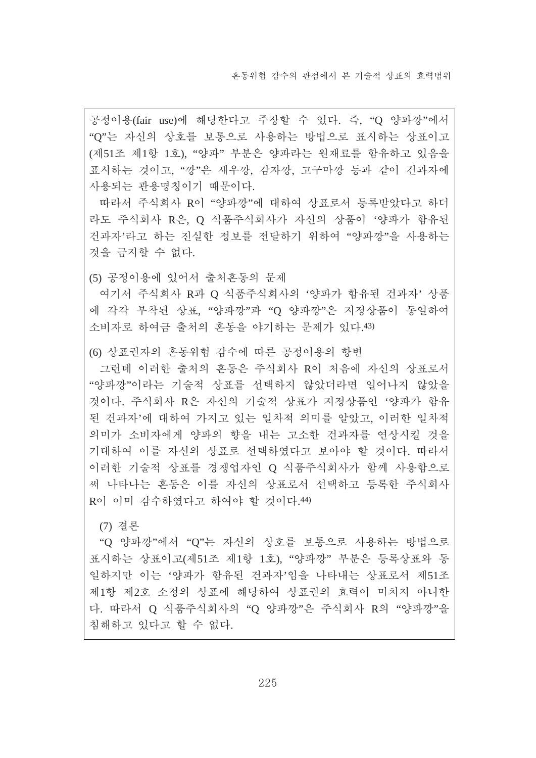공정이용(fair use)에 해당한다고 주장할 수 있다. 즉, “Q 양파깡”에서 “Q”는 자신의 상호를 보통으로 사용하는 방법으로 표시하는 상표이고(제51조 제1항 1호), “양파” 부분은 양파라는 원재료를 함유하고 있음을 표시하는 것이고, “깡”은 새우깡, 감자깡, 고구마깡 등과 같이 건과자에 사용되는 관용명칭이기 때문이다.

따라서 주식회사 R이 “양파깡”에 대하여 상표로서 등록받았다고 하더라도 주식회사 R은, Q 식품주식회사가 자신의 상품이 ‘양파가 함유된 건과자’라고 하는 진실한 정보를 전달하기 위하여 “양파깡”을 사용하는 것을 금지할 수 없다.

(5) 공정이용에 있어서 출처혼동의 문제

여기서 주식회사 R과 Q 식품주식회사의 ‘양파가 함유된 건과자’ 상품에 각각 부착된 상표, “양파깡”과 “Q 양파깡”은 지정상품이 동일하여 소비자로 하여금 출처의 혼동을 야기하는 문제가 있다.[43)]

(6) 상표권자의 혼동위험 감수에 따른 공정이용의 항변

그런데 이러한 출처의 혼동은 주식회사 R이 처음에 자신의 상표로서 “양파깡”이라는 기술적 상표를 선택하지 않았더라면 일어나지 않았을 것이다. 주식회사 R은 자신의 기술적 상표가 지정상품인 ‘양파가 함유된 건과자’에 대하여 가지고 있는 일차적 의미를 알았고, 이러한 일차적 의미가 소비자에게 양파의 향을 내는 고소한 건과자를 연상시킬 것을 기대하여 이를 자신의 상표로 선택하였다고 보아야 할 것이다. 따라서 이러한 기술적 상표를 경쟁업자인 Q 식품주식회사가 함께 사용함으로써 나타나는 혼동은 이를 자신의 상표로서 선택하고 등록한 주식회사 R이 이미 감수하였다고 하여야 할 것이다.[44)]

(7) 결론

“Q 양파깡”에서 “Q”는 자신의 상호를 보통으로 사용하는 방법으로 표시하는 상표이고(제51조 제1항 1호), “양파깡” 부분은 등록상표와 동일하지만 이는 ‘양파가 함유된 건과자’임을 나타내는 상표로서 제51조 제1항 제2호 소정의 상표에 해당하여 상표권의 효력이 미치지 아니한다. 따라서 Q 식품주식회사의 “Q 양파깡”은 주식회사 R의 “양파깡”을 침해하고 있다고 할 수 없다.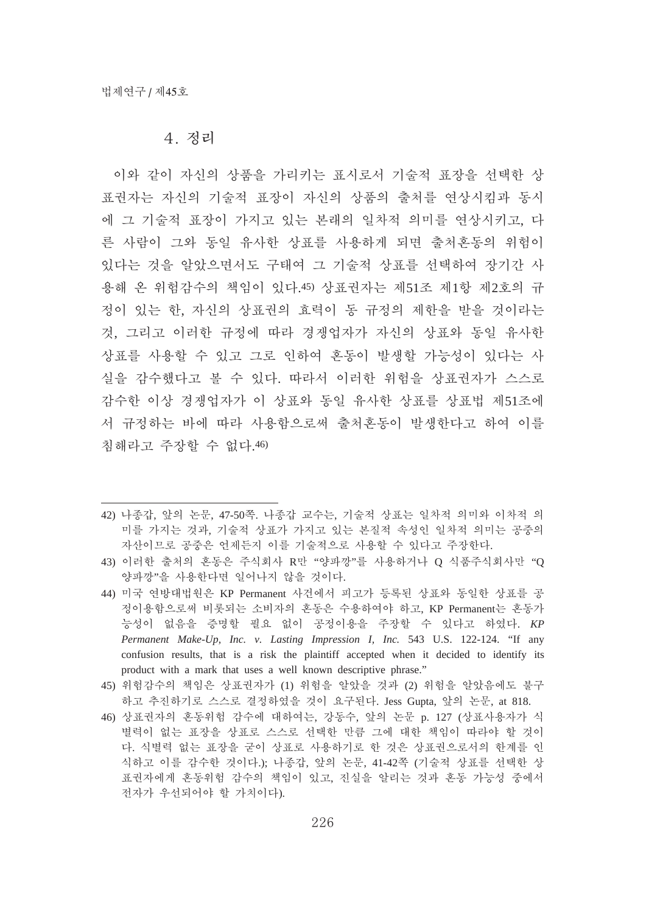### 4. 정리

이와 같이 자신의 상품을 가리키는 표시로서 기술적 표장을 선택한 상표권자는 자신의 기술적 표장이 자신의 상품의 출처를 연상시킴과 동시에 그 기술적 표장이 가지고 있는 본래의 일차적 의미를 연상시키고, 다른 사람이 그와 동일 유사한 상표를 사용하게 되면 출처혼동의 위험이 있다는 것을 알았으면서도 구태여 그 기술적 상표를 선택하여 장기간 사용해 온 위험감수의 책임이 있다.[45] 상표권자는 제51조 제1항 제2호의 규정이 있는 한, 자신의 상표권의 효력이 동 규정의 제한을 받을 것이라는 것, 그리고 이러한 규정에 따라 경쟁업자가 자신의 상표와 동일 유사한 상표를 사용할 수 있고 그로 인하여 혼동이 발생할 가능성이 있다는 사실을 감수했다고 볼 수 있다. 따라서 이러한 위험을 상표권자가 스스로 감수한 이상 경쟁업자가 이 상표와 동일 유사한 상표를 상표법 제51조에서 규정하는 바에 따라 사용함으로써 출처혼동이 발생한다고 하여 이를 침해라고 주장할 수 없다.[46]

---

42) 나종갑, 앞의 논문, 47-50쪽. 나종갑 교수는, 기술적 상표는 일차적 의미와 이차적 의미를 가지는 것과, 기술적 상표가 가지고 있는 본질적 속성인 일차적 의미는 공중의 자산이므로 공중은 언제든지 이를 기술적으로 사용할 수 있다고 주장한다.

43) 이러한 출처의 혼동은 주식회사 R만 "양파깡"를 사용하거나 Q 식품주식회사만 "Q 양파깡"을 사용한다면 일어나지 않을 것이다.

44) 미국 연방대법원은 KP Permanent 사건에서 피고가 등록된 상표와 동일한 상표를 공정이용함으로써 비롯되는 소비자의 혼동은 수용하여야 하고, KP Permanent는 혼동가능성이 없음을 증명할 필요 없이 공정이용을 주장할 수 있다고 하였다. *KP Permanent Make-Up, Inc. v. Lasting Impression I, Inc.* 543 U.S. 122-124. "If any confusion results, that is a risk the plaintiff accepted when it decided to identify its product with a mark that uses a well known descriptive phrase."

45) 위험감수의 책임은 상표권자가 (1) 위험을 알았을 것과 (2) 위험을 알았음에도 불구하고 추진하기로 스스로 결정하였을 것이 요구된다. Jess Gupta, 앞의 논문, at 818.

46) 상표권자의 혼동위험 감수에 대하여는, 강동수, 앞의 논문 p. 127 (상표사용자가 식별력이 없는 표장을 상표로 스스로 선택한 만큼 그에 대한 책임이 따라야 할 것이다. 식별력 없는 표장을 굳이 상표로 사용하기로 한 것은 상표권으로서의 한계를 인식하고 이를 감수한 것이다.); 나종갑, 앞의 논문, 41-42쪽 (기술적 상표를 선택한 상표권자에게 혼동위험 감수의 책임이 있고, 진실을 알리는 것과 혼동 가능성 중에서 전자가 우선되어야 할 가치이다).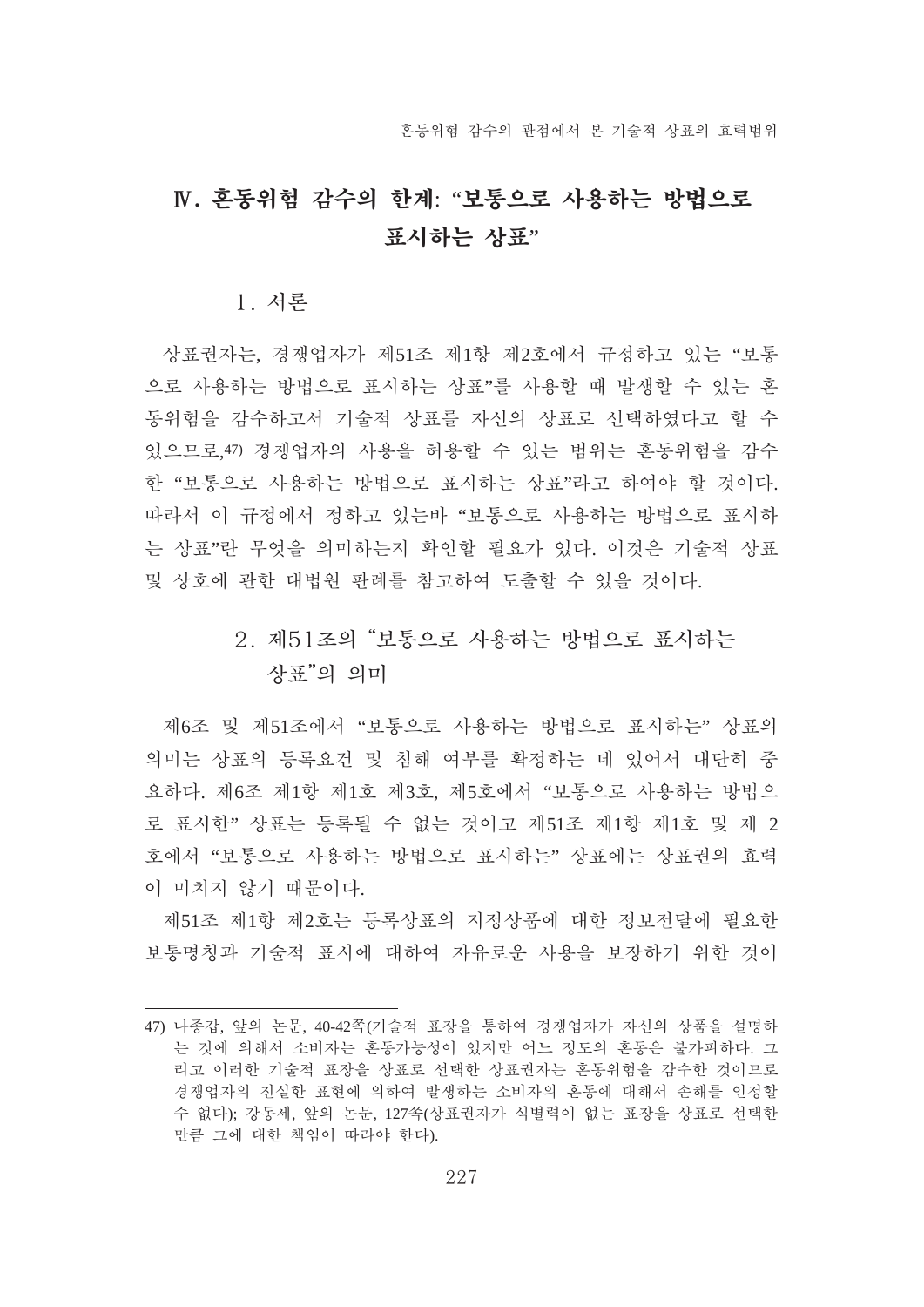## Ⅳ. 혼동위험 감수의 한계: “보통으로 사용하는 방법으로 표시하는 상표”

### 1. 서론

상표권자는, 경쟁업자가 제51조 제1항 제2호에서 규정하고 있는 “보통으로 사용하는 방법으로 표시하는 상표”를 사용할 때 발생할 수 있는 혼동위험을 감수하고서 기술적 상표를 자신의 상표로 선택하였다고 할 수 있으므로,[47] 경쟁업자의 사용을 허용할 수 있는 범위는 혼동위험을 감수한 “보통으로 사용하는 방법으로 표시하는 상표”라고 하여야 할 것이다. 따라서 이 규정에서 정하고 있는바 “보통으로 사용하는 방법으로 표시하는 상표”란 무엇을 의미하는지 확인할 필요가 있다. 이것은 기술적 상표 및 상호에 관한 대법원 판례를 참고하여 도출할 수 있을 것이다.

### 2. 제51조의 “보통으로 사용하는 방법으로 표시하는 상표”의 의미

제6조 및 제51조에서 “보통으로 사용하는 방법으로 표시하는” 상표의 의미는 상표의 등록요건 및 침해 여부를 확정하는 데 있어서 대단히 중요하다. 제6조 제1항 제1호 제3호, 제5호에서 “보통으로 사용하는 방법으로 표시한” 상표는 등록될 수 없는 것이고 제51조 제1항 제1호 및 제 2호에서 “보통으로 사용하는 방법으로 표시하는” 상표에는 상표권의 효력이 미치지 않기 때문이다.

제51조 제1항 제2호는 등록상표의 지정상품에 대한 정보전달에 필요한 보통명칭과 기술적 표시에 대하여 자유로운 사용을 보장하기 위한 것이

---

47) 나종갑, 앞의 논문, 40-42쪽(기술적 표장을 통하여 경쟁업자가 자신의 상품을 설명하는 것에 의해서 소비자는 혼동가능성이 있지만 어느 정도의 혼동은 불가피하다. 그리고 이러한 기술적 표장을 상표로 선택한 상표권자는 혼동위험을 감수한 것이므로 경쟁업자의 진실한 표현에 의하여 발생하는 소비자의 혼동에 대해서 손해를 인정할 수 없다); 강동세, 앞의 논문, 127쪽(상표권자가 식별력이 없는 표장을 상표로 선택한 만큼 그에 대한 책임이 따라야 한다).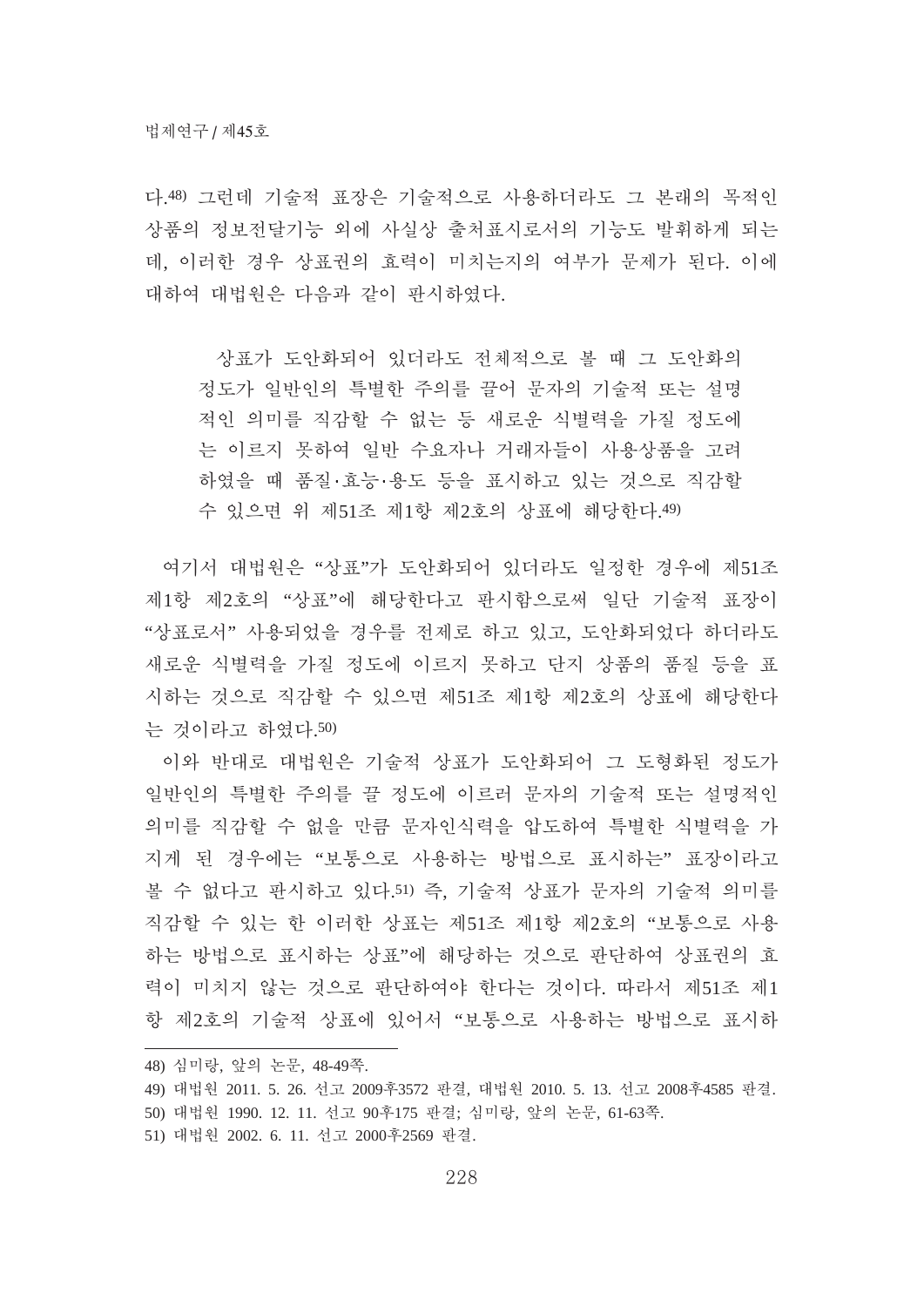다.[48] 그런데 기술적 표장은 기술적으로 사용하더라도 그 본래의 목적인 상품의 정보전달기능 외에 사실상 출처표시로서의 기능도 발휘하게 되는데, 이러한 경우 상표권의 효력이 미치는지의 여부가 문제가 된다. 이에 대하여 대법원은 다음과 같이 판시하였다.

> 상표가 도안화되어 있더라도 전체적으로 볼 때 그 도안화의 정도가 일반인의 특별한 주의를 끌어 문자의 기술적 또는 설명적인 의미를 직감할 수 없는 등 새로운 식별력을 가질 정도에는 이르지 못하여 일반 수요자나 거래자들이 사용상품을 고려하였을 때 품질·효능·용도 등을 표시하고 있는 것으로 직감할 수 있으면 위 제51조 제1항 제2호의 상표에 해당한다.[49]

여기서 대법원은 "상표"가 도안화되어 있더라도 일정한 경우에 제51조 제1항 제2호의 "상표"에 해당한다고 판시함으로써 일단 기술적 표장이 "상표로서" 사용되었을 경우를 전제로 하고 있고, 도안화되었다 하더라도 새로운 식별력을 가질 정도에 이르지 못하고 단지 상품의 품질 등을 표시하는 것으로 직감할 수 있으면 제51조 제1항 제2호의 상표에 해당한다는 것이라고 하였다.[50]

이와 반대로 대법원은 기술적 상표가 도안화되어 그 도형화된 정도가 일반인의 특별한 주의를 끌 정도에 이르러 문자의 기술적 또는 설명적인 의미를 직감할 수 없을 만큼 문자인식력을 압도하여 특별한 식별력을 가지게 된 경우에는 "보통으로 사용하는 방법으로 표시하는" 표장이라고 볼 수 없다고 판시하고 있다.[51] 즉, 기술적 상표가 문자의 기술적 의미를 직감할 수 있는 한 이러한 상표는 제51조 제1항 제2호의 "보통으로 사용하는 방법으로 표시하는 상표"에 해당하는 것으로 판단하여 상표권의 효력이 미치지 않는 것으로 판단하여야 한다는 것이다. 따라서 제51조 제1항 제2호의 기술적 상표에 있어서 "보통으로 사용하는 방법으로 표시하

---

48) 심미랑, 앞의 논문, 48-49쪽.

49) 대법원 2011. 5. 26. 선고 2009후3572 판결, 대법원 2010. 5. 13. 선고 2008후4585 판결.

50) 대법원 1990. 12. 11. 선고 90후175 판결; 심미랑, 앞의 논문, 61-63쪽.

51) 대법원 2002. 6. 11. 선고 2000후2569 판결.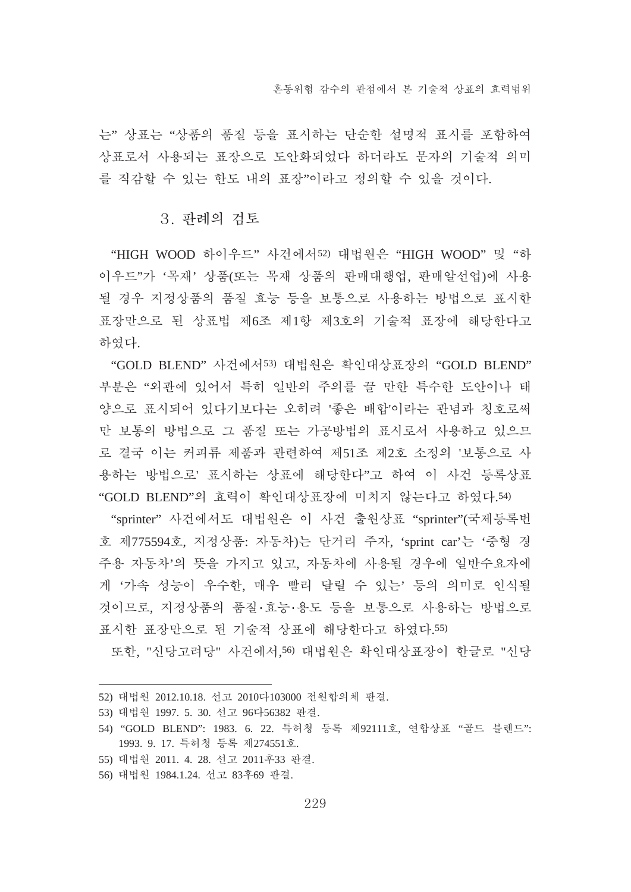는" 상표는 "상품의 품질 등을 표시하는 단순한 설명적 표시를 포함하여 상표로서 사용되는 표장으로 도안화되었다 하더라도 문자의 기술적 의미를 직감할 수 있는 한도 내의 표장"이라고 정의할 수 있을 것이다.

### 3. 판례의 검토

"HIGH WOOD 하이우드" 사건에서[52] 대법원은 "HIGH WOOD" 및 "하이우드"가 '목재' 상품(또는 목재 상품의 판매대행업, 판매알선업)에 사용될 경우 지정상품의 품질 효능 등을 보통으로 사용하는 방법으로 표시한 표장만으로 된 상표법 제6조 제1항 제3호의 기술적 표장에 해당한다고 하였다.

"GOLD BLEND" 사건에서[53] 대법원은 확인대상표장의 "GOLD BLEND" 부분은 "외관에 있어서 특히 일반의 주의를 끌 만한 특수한 도안이나 태양으로 표시되어 있다기보다는 오히려 '좋은 배합'이라는 관념과 칭호로써만 보통의 방법으로 그 품질 또는 가공방법의 표시로서 사용하고 있으므로 결국 이는 커피류 제품과 관련하여 제51조 제2호 소정의 '보통으로 사용하는 방법으로' 표시하는 상표에 해당한다"고 하여 이 사건 등록상표 "GOLD BLEND"의 효력이 확인대상표장에 미치지 않는다고 하였다.[54]

"sprinter" 사건에서도 대법원은 이 사건 출원상표 "sprinter"(국제등록번호 제775594호, 지정상품: 자동차)는 단거리 주자, 'sprint car'는 '중형 경주용 자동차'의 뜻을 가지고 있고, 자동차에 사용될 경우에 일반수요자에게 '가속 성능이 우수한, 매우 빨리 달릴 수 있는' 등의 의미로 인식될 것이므로, 지정상품의 품질·효능·용도 등을 보통으로 사용하는 방법으로 표시한 표장만으로 된 기술적 상표에 해당한다고 하였다.[55]

또한, "신당고려당" 사건에서,[56] 대법원은 확인대상표장이 한글로 "신당

---

52) 대법원 2012.10.18. 선고 2010다103000 전원합의체 판결.

53) 대법원 1997. 5. 30. 선고 96다56382 판결.

54) "GOLD BLEND": 1983. 6. 22. 특허청 등록 제92111호, 연합상표 "골드 블렌드": 1993. 9. 17. 특허청 등록 제274551호.

55) 대법원 2011. 4. 28. 선고 2011후33 판결.

56) 대법원 1984.1.24. 선고 83후69 판결.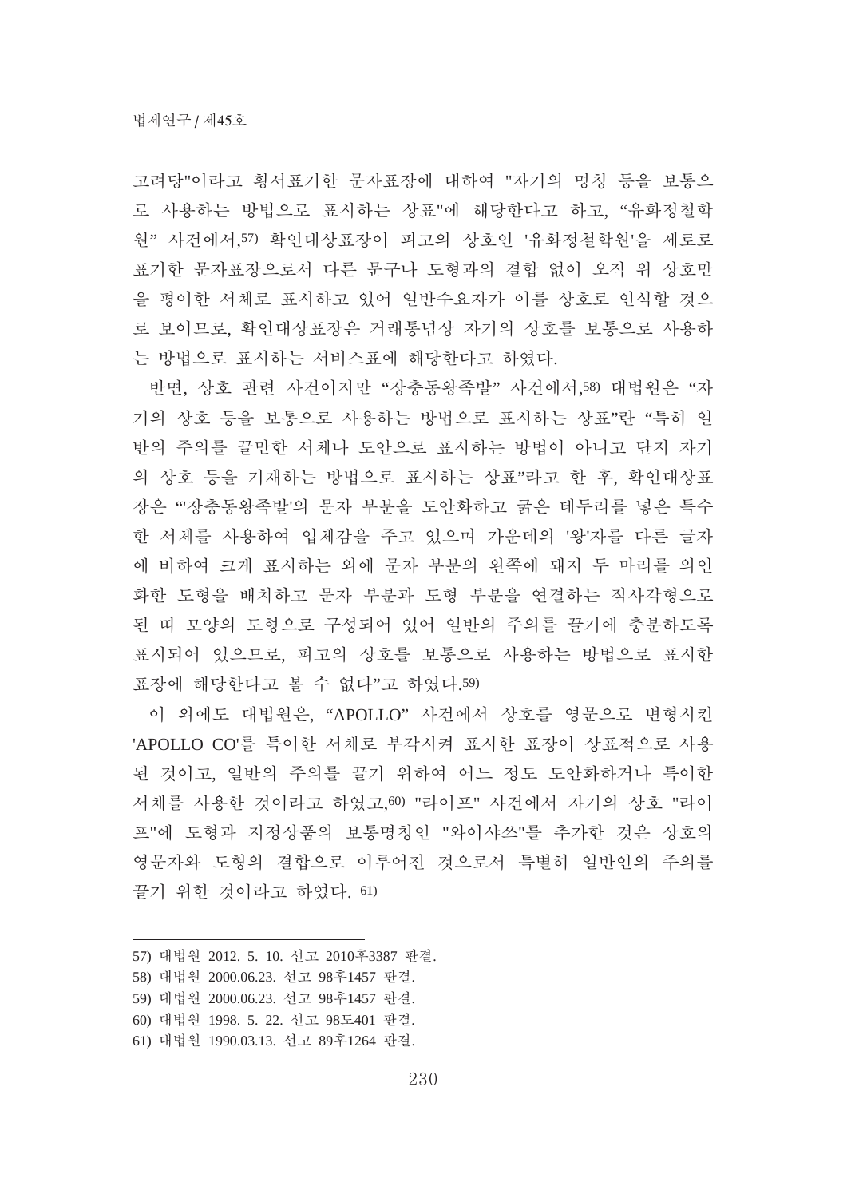고려당"이라고 횡서표기한 문자표장에 대하여 "자기의 명칭 등을 보통으로 사용하는 방법으로 표시하는 상표"에 해당한다고 하고, “유화정철학원” 사건에서,[57] 확인대상표장이 피고의 상호인 '유화정철학원'을 세로로 표기한 문자표장으로서 다른 문구나 도형과의 결합 없이 오직 위 상호만을 평이한 서체로 표시하고 있어 일반수요자가 이를 상호로 인식할 것으로 보이므로, 확인대상표장은 거래통념상 자기의 상호를 보통으로 사용하는 방법으로 표시하는 서비스표에 해당한다고 하였다.

반면, 상호 관련 사건이지만 “장충동왕족발” 사건에서,[58] 대법원은 “자기의 상호 등을 보통으로 사용하는 방법으로 표시하는 상표”란 “특히 일반의 주의를 끌만한 서체나 도안으로 표시하는 방법이 아니고 단지 자기의 상호 등을 기재하는 방법으로 표시하는 상표”라고 한 후, 확인대상표장은 “'장충동왕족발'의 문자 부분을 도안화하고 굵은 테두리를 넣은 특수한 서체를 사용하여 입체감을 주고 있으며 가운데의 '왕'자를 다른 글자에 비하여 크게 표시하는 외에 문자 부분의 왼쪽에 돼지 두 마리를 의인화한 도형을 배치하고 문자 부분과 도형 부분을 연결하는 직사각형으로 된 띠 모양의 도형으로 구성되어 있어 일반의 주의를 끌기에 충분하도록 표시되어 있으므로, 피고의 상호를 보통으로 사용하는 방법으로 표시한 표장에 해당한다고 볼 수 없다”고 하였다.[59]

이 외에도 대법원은, “APOLLO” 사건에서 상호를 영문으로 변형시킨 'APOLLO CO'를 특이한 서체로 부각시켜 표시한 표장이 상표적으로 사용된 것이고, 일반의 주의를 끌기 위하여 어느 정도 도안화하거나 특이한 서체를 사용한 것이라고 하였고,[60] "라이프" 사건에서 자기의 상호 "라이프"에 도형과 지정상품의 보통명칭인 "와이샤쓰"를 추가한 것은 상호의 영문자와 도형의 결합으로 이루어진 것으로서 특별히 일반인의 주의를 끌기 위한 것이라고 하였다. [61]

---

57) 대법원 2012. 5. 10. 선고 2010후3387 판결.

58) 대법원 2000.06.23. 선고 98후1457 판결.

59) 대법원 2000.06.23. 선고 98후1457 판결.

60) 대법원 1998. 5. 22. 선고 98도401 판결.

61) 대법원 1990.03.13. 선고 89후1264 판결.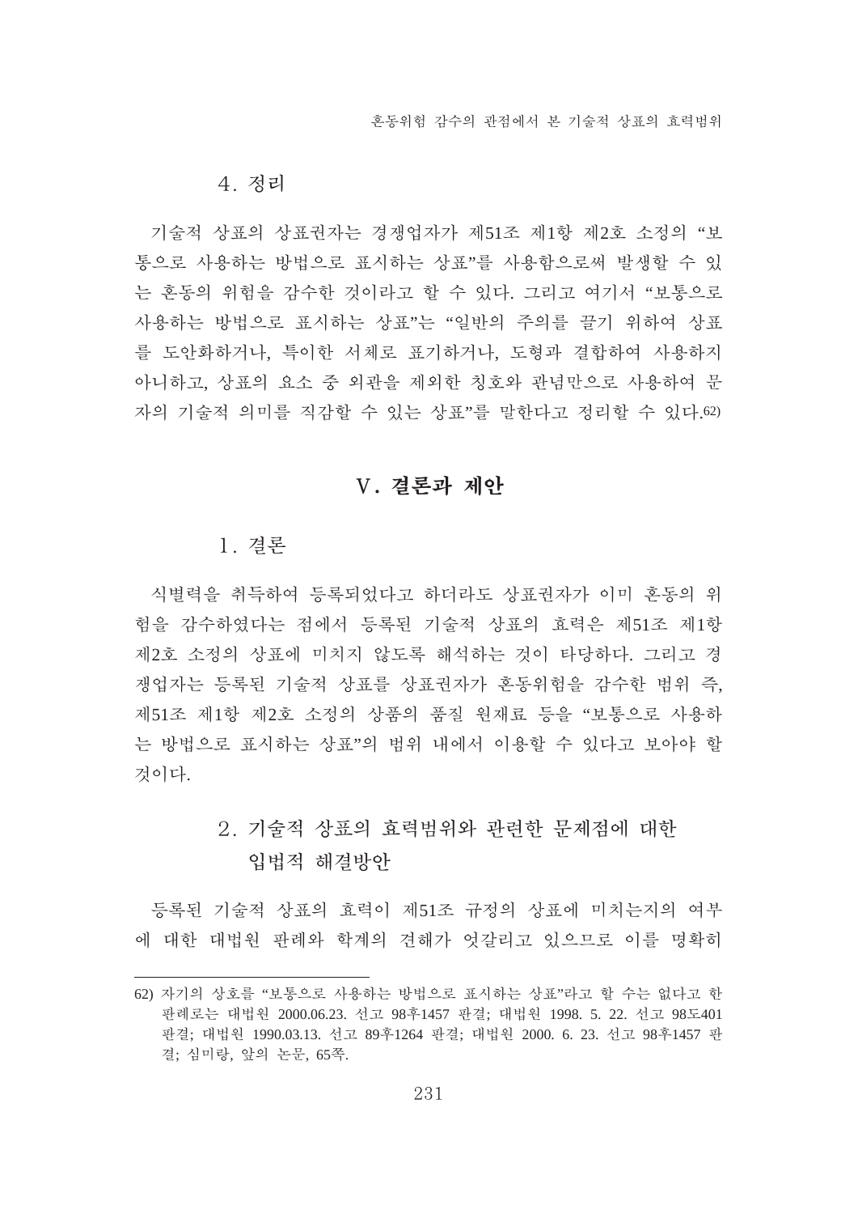### 4. 정리

기술적 상표의 상표권자는 경쟁업자가 제51조 제1항 제2호 소정의 "보통으로 사용하는 방법으로 표시하는 상표"를 사용함으로써 발생할 수 있는 혼동의 위험을 감수한 것이라고 할 수 있다. 그리고 여기서 "보통으로 사용하는 방법으로 표시하는 상표"는 "일반의 주의를 끌기 위하여 상표를 도안화하거나, 특이한 서체로 표기하거나, 도형과 결합하여 사용하지 아니하고, 상표의 요소 중 외관을 제외한 칭호와 관념만으로 사용하여 문자의 기술적 의미를 직감할 수 있는 상표"를 말한다고 정리할 수 있다.[62]

## V. 결론과 제안

### 1. 결론

식별력을 취득하여 등록되었다고 하더라도 상표권자가 이미 혼동의 위험을 감수하였다는 점에서 등록된 기술적 상표의 효력은 제51조 제1항 제2호 소정의 상표에 미치지 않도록 해석하는 것이 타당하다. 그리고 경쟁업자는 등록된 기술적 상표를 상표권자가 혼동위험을 감수한 범위 즉, 제51조 제1항 제2호 소정의 상품의 품질 원재료 등을 "보통으로 사용하는 방법으로 표시하는 상표"의 범위 내에서 이용할 수 있다고 보아야 할 것이다.

### 2. 기술적 상표의 효력범위와 관련한 문제점에 대한 입법적 해결방안

등록된 기술적 상표의 효력이 제51조 규정의 상표에 미치는지의 여부에 대한 대법원 판례와 학계의 견해가 엇갈리고 있으므로 이를 명확히

---

62) 자기의 상호를 "보통으로 사용하는 방법으로 표시하는 상표"라고 할 수는 없다고 한 판례로는 대법원 2000.06.23. 선고 98후1457 판결; 대법원 1998. 5. 22. 선고 98도401 판결; 대법원 1990.03.13. 선고 89후1264 판결; 대법원 2000. 6. 23. 선고 98후1457 판결; 심미랑, 앞의 논문, 65쪽.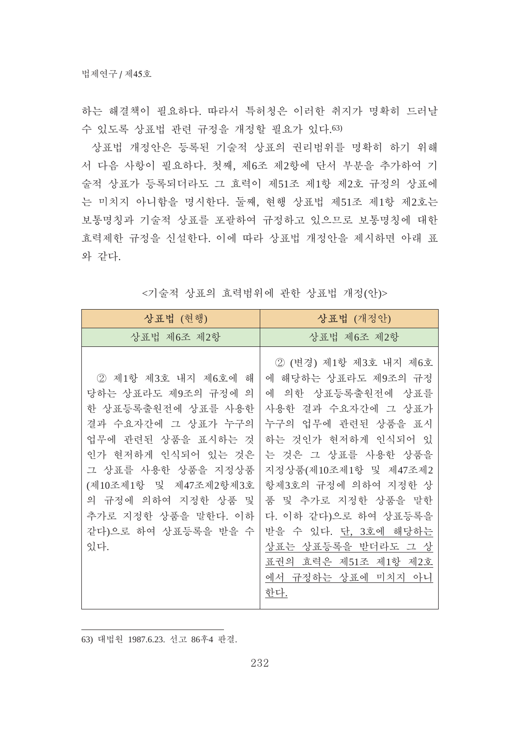하는 해결책이 필요하다. 따라서 특허청은 이러한 취지가 명확히 드러날 수 있도록 상표법 관련 규정을 개정할 필요가 있다.[63)]

상표법 개정안은 등록된 기술적 상표의 권리범위를 명확히 하기 위해서 다음 사항이 필요하다. 첫째, 제6조 제2항에 단서 부분을 추가하여 기술적 상표가 등록되더라도 그 효력이 제51조 제1항 제2호 규정의 상표에는 미치지 아니함을 명시한다. 둘째, 현행 상표법 제51조 제1항 제2호는 보통명칭과 기술적 상표를 포괄하여 규정하고 있으므로 보통명칭에 대한 효력제한 규정을 신설한다. 이에 따라 상표법 개정안을 제시하면 아래 표와 같다.

<기술적 상표의 효력범위에 관한 상표법 개정(안)>

| **상표법** (현행) | **상표법** (개정안) |
|---|---|
| 상표법 제6조 제2항 | 상표법 제6조 제2항 |
| ② 제1항 제3호 내지 제6호에 해당하는 상표라도 제9조의 규정에 의한 상표등록출원전에 상표를 사용한 결과 수요자간에 그 상표가 누구의 업무에 관련된 상품을 표시하는 것인가 현저하게 인식되어 있는 것은 그 상표를 사용한 상품을 지정상품(제10조제1항 및 제47조제2항제3호의 규정에 의하여 지정한 상품 및 추가로 지정한 상품을 말한다. 이하 같다)으로 하여 상표등록을 받을 수 있다. | ② (변경) 제1항 제3호 내지 제6호에 해당하는 상표라도 제9조의 규정에 의한 상표등록출원전에 상표를 사용한 결과 수요자간에 그 상표가 누구의 업무에 관련된 상품을 표시하는 것인가 현저하게 인식되어 있는 것은 그 상표를 사용한 상품을 지정상품(제10조제1항 및 제47조제2항제3호의 규정에 의하여 지정한 상품 및 추가로 지정한 상품을 말한다. 이하 같다)으로 하여 상표등록을 받을 수 있다. <u>단, 3호에 해당하는 상표는 상표등록을 받더라도 그 상표권의 효력은 제51조 제1항 제2호에서 규정하는 상표에 미치지 아니한다.</u> |

63) 대법원 1987.6.23. 선고 86후4 판결.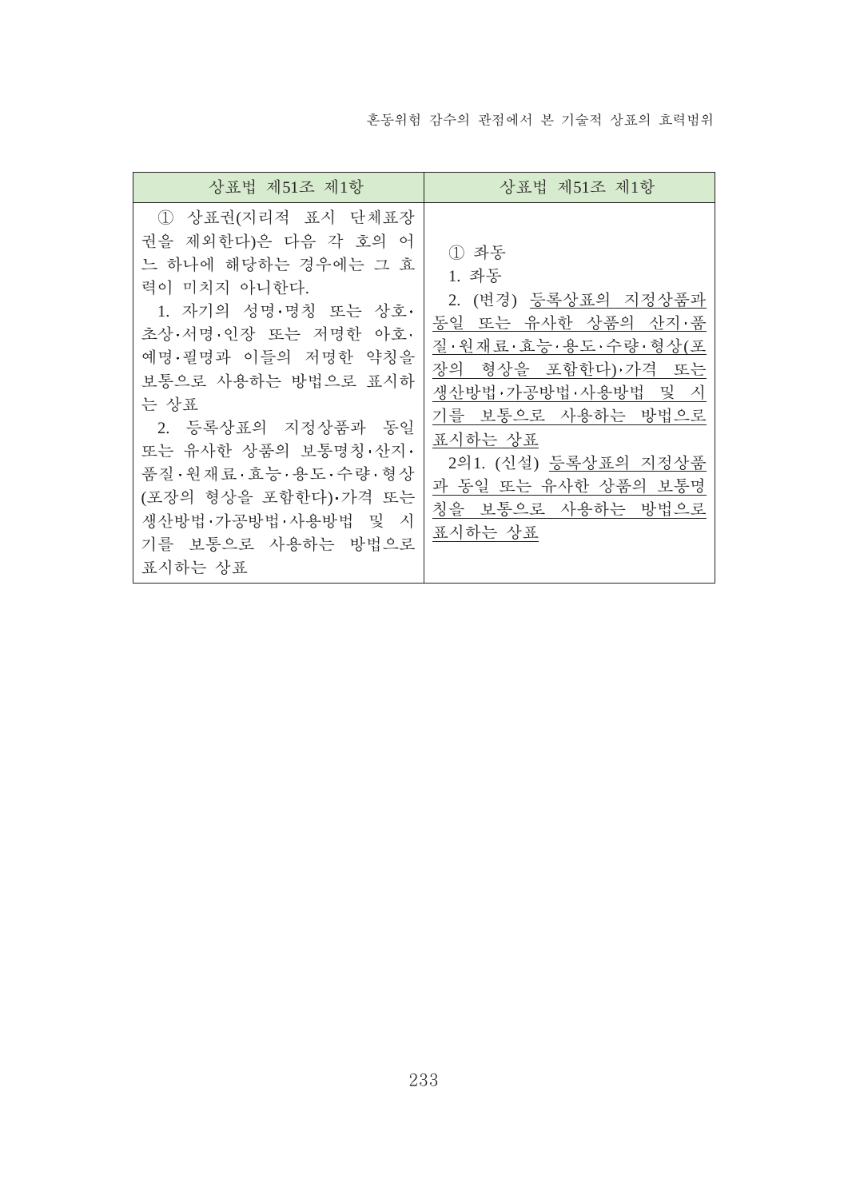| 상표법 제51조 제1항 | 상표법 제51조 제1항 |
|---|---|
| ① 상표권(지리적 표시 단체표장권을 제외한다)은 다음 각 호의 어느 하나에 해당하는 경우에는 그 효력이 미치지 아니한다.<br>1. 자기의 성명·명칭 또는 상호·초상·서명·인장 또는 저명한 아호·예명·필명과 이들의 저명한 약칭을 보통으로 사용하는 방법으로 표시하는 상표<br>2. 등록상표의 지정상품과 동일 또는 유사한 상품의 보통명칭·산지·품질·원재료·효능·용도·수량·형상(포장의 형상을 포함한다)·가격 또는 생산방법·가공방법·사용방법 및 시기를 보통으로 사용하는 방법으로 표시하는 상표 | ① 좌동<br>1. 좌동<br>2. (변경) 등록상표의 지정상품과 동일 또는 유사한 상품의 산지·품질·원재료·효능·용도·수량·형상(포장의 형상을 포함한다)·가격 또는 생산방법·가공방법·사용방법 및 시기를 보통으로 사용하는 방법으로 표시하는 상표<br>2의1. (신설) 등록상표의 지정상품과 동일 또는 유사한 상품의 보통명칭을 보통으로 사용하는 방법으로 표시하는 상표 |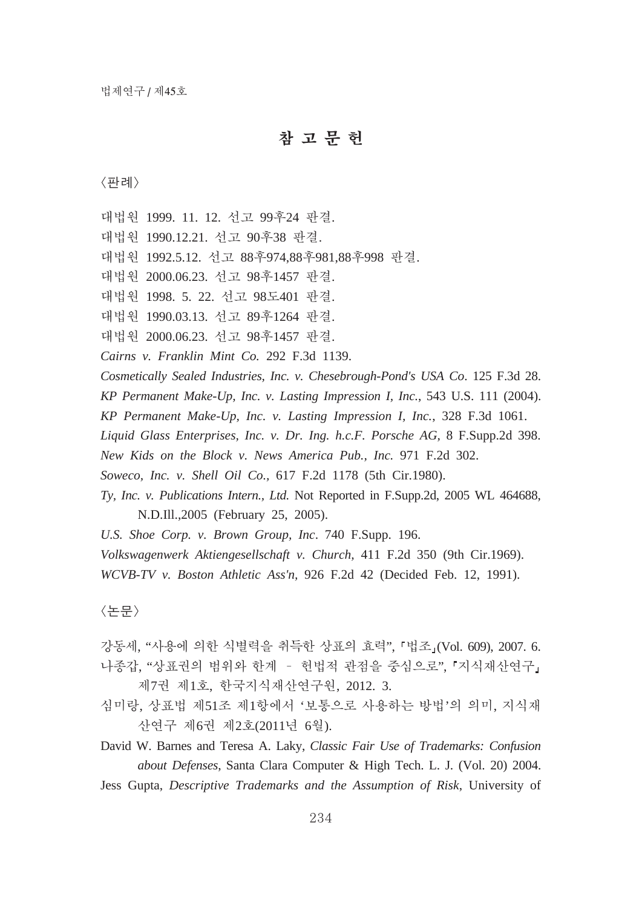# 참 고 문 헌

〈판례〉

대법원 1999. 11. 12. 선고 99후24 판결.

대법원 1990.12.21. 선고 90후38 판결.

대법원 1992.5.12. 선고 88후974,88후981,88후998 판결.

대법원 2000.06.23. 선고 98후1457 판결.

대법원 1998. 5. 22. 선고 98도401 판결.

대법원 1990.03.13. 선고 89후1264 판결.

대법원 2000.06.23. 선고 98후1457 판결.

*Cairns v. Franklin Mint Co.* 292 F.3d 1139.

*Cosmetically Sealed Industries, Inc. v. Chesebrough-Pond's USA Co*. 125 F.3d 28.

*KP Permanent Make-Up, Inc. v. Lasting Impression I, Inc.*, 543 U.S. 111 (2004).

*KP Permanent Make-Up, Inc. v. Lasting Impression I, Inc.*, 328 F.3d 1061.

*Liquid Glass Enterprises, Inc. v. Dr. Ing. h.c.F. Porsche AG*, 8 F.Supp.2d 398.

*New Kids on the Block v. News America Pub., Inc.* 971 F.2d 302.

*Soweco, Inc. v. Shell Oil Co.*, 617 F.2d 1178 (5th Cir.1980).

*Ty, Inc. v. Publications Intern., Ltd.* Not Reported in F.Supp.2d, 2005 WL 464688, N.D.Ill.,2005 (February 25, 2005).

*U.S. Shoe Corp. v. Brown Group, Inc*. 740 F.Supp. 196.

*Volkswagenwerk Aktiengesellschaft v. Church*, 411 F.2d 350 (9th Cir.1969).

*WCVB-TV v. Boston Athletic Ass'n*, 926 F.2d 42 (Decided Feb. 12, 1991).

〈논문〉

강동세, "사용에 의한 식별력을 취득한 상표의 효력", 「법조」(Vol. 609), 2007. 6.

나종갑, "상표권의 범위와 한계 – 헌법적 관점을 중심으로", 「지식재산연구」 제7권 제1호, 한국지식재산연구원, 2012. 3.

심미랑, 상표법 제51조 제1항에서 '보통으로 사용하는 방법'의 의미, 지식재산연구 제6권 제2호(2011년 6월).

David W. Barnes and Teresa A. Laky, *Classic Fair Use of Trademarks: Confusion about Defenses*, Santa Clara Computer & High Tech. L. J. (Vol. 20) 2004.

Jess Gupta, *Descriptive Trademarks and the Assumption of Risk*, University of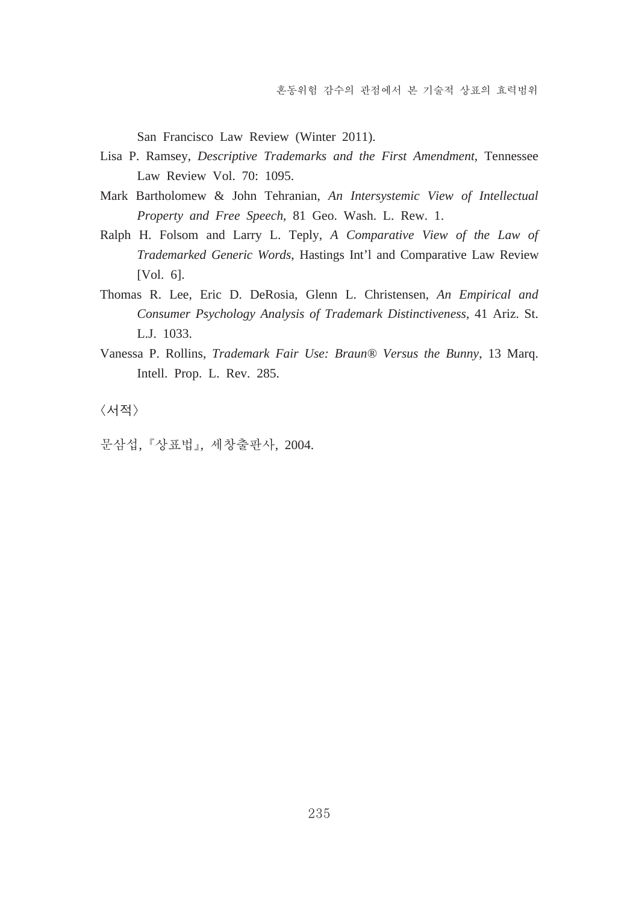San Francisco Law Review (Winter 2011).

Lisa P. Ramsey, *Descriptive Trademarks and the First Amendment*, Tennessee Law Review Vol. 70: 1095.

Mark Bartholomew & John Tehranian, *An Intersystemic View of Intellectual Property and Free Speech*, 81 Geo. Wash. L. Rew. 1.

Ralph H. Folsom and Larry L. Teply, *A Comparative View of the Law of Trademarked Generic Words*, Hastings Int'l and Comparative Law Review [Vol. 6].

Thomas R. Lee, Eric D. DeRosia, Glenn L. Christensen, *An Empirical and Consumer Psychology Analysis of Trademark Distinctiveness*, 41 Ariz. St. L.J. 1033.

Vanessa P. Rollins, *Trademark Fair Use: Braun® Versus the Bunny*, 13 Marq. Intell. Prop. L. Rev. 285.

〈서적〉

문삼섭, 『상표법』, 세창출판사, 2004.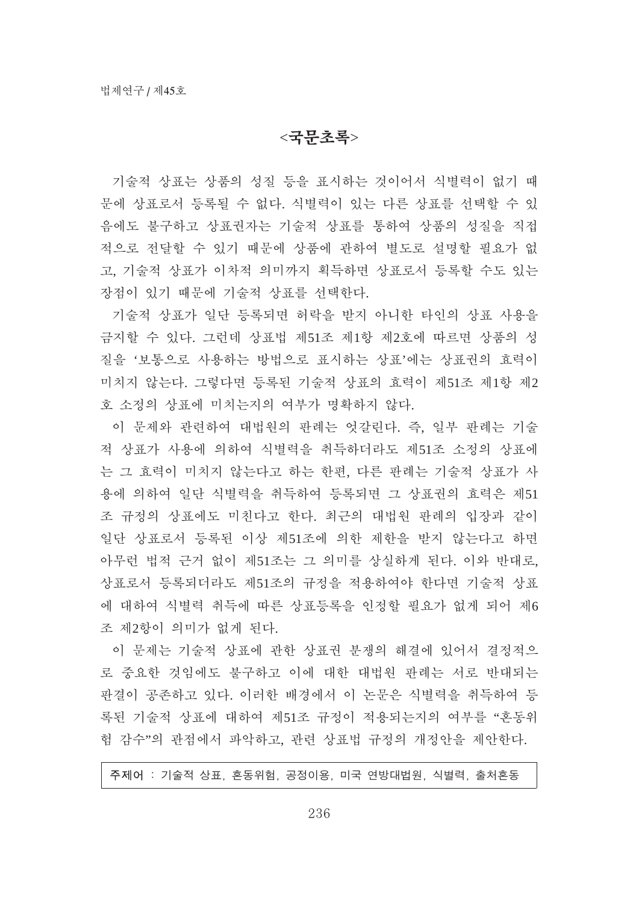## <국문초록>

기술적 상표는 상품의 성질 등을 표시하는 것이어서 식별력이 없기 때문에 상표로서 등록될 수 없다. 식별력이 있는 다른 상표를 선택할 수 있음에도 불구하고 상표권자는 기술적 상표를 통하여 상품의 성질을 직접적으로 전달할 수 있기 때문에 상품에 관하여 별도로 설명할 필요가 없고, 기술적 상표가 이차적 의미까지 획득하면 상표로서 등록할 수도 있는 장점이 있기 때문에 기술적 상표를 선택한다.

기술적 상표가 일단 등록되면 허락을 받지 아니한 타인의 상표 사용을 금지할 수 있다. 그런데 상표법 제51조 제1항 제2호에 따르면 상품의 성질을 '보통으로 사용하는 방법으로 표시하는 상표'에는 상표권의 효력이 미치지 않는다. 그렇다면 등록된 기술적 상표의 효력이 제51조 제1항 제2호 소정의 상표에 미치는지의 여부가 명확하지 않다.

이 문제와 관련하여 대법원의 판례는 엇갈린다. 즉, 일부 판례는 기술적 상표가 사용에 의하여 식별력을 취득하더라도 제51조 소정의 상표에는 그 효력이 미치지 않는다고 하는 한편, 다른 판례는 기술적 상표가 사용에 의하여 일단 식별력을 취득하여 등록되면 그 상표권의 효력은 제51조 규정의 상표에도 미친다고 한다. 최근의 대법원 판례의 입장과 같이 일단 상표로서 등록된 이상 제51조에 의한 제한을 받지 않는다고 하면 아무런 법적 근거 없이 제51조는 그 의미를 상실하게 된다. 이와 반대로, 상표로서 등록되더라도 제51조의 규정을 적용하여야 한다면 기술적 상표에 대하여 식별력 취득에 따른 상표등록을 인정할 필요가 없게 되어 제6조 제2항이 의미가 없게 된다.

이 문제는 기술적 상표에 관한 상표권 분쟁의 해결에 있어서 결정적으로 중요한 것임에도 불구하고 이에 대한 대법원 판례는 서로 반대되는 판결이 공존하고 있다. 이러한 배경에서 이 논문은 식별력을 취득하여 등록된 기술적 상표에 대하여 제51조 규정이 적용되는지의 여부를 "혼동위험 감수"의 관점에서 파악하고, 관련 상표법 규정의 개정안을 제안한다.

**주제어** : 기술적 상표, 혼동위험, 공정이용, 미국 연방대법원, 식별력, 출처혼동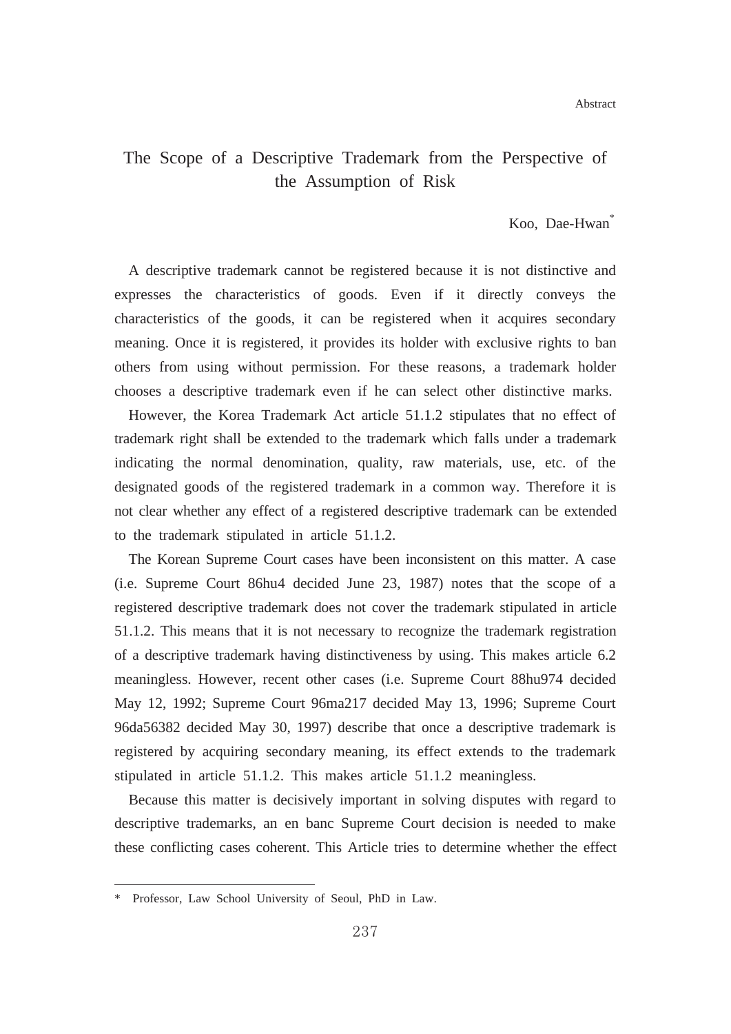Abstract

# The Scope of a Descriptive Trademark from the Perspective of the Assumption of Risk

Koo, Dae-Hwan*

A descriptive trademark cannot be registered because it is not distinctive and expresses the characteristics of goods. Even if it directly conveys the characteristics of the goods, it can be registered when it acquires secondary meaning. Once it is registered, it provides its holder with exclusive rights to ban others from using without permission. For these reasons, a trademark holder chooses a descriptive trademark even if he can select other distinctive marks.

However, the Korea Trademark Act article 51.1.2 stipulates that no effect of trademark right shall be extended to the trademark which falls under a trademark indicating the normal denomination, quality, raw materials, use, etc. of the designated goods of the registered trademark in a common way. Therefore it is not clear whether any effect of a registered descriptive trademark can be extended to the trademark stipulated in article 51.1.2.

The Korean Supreme Court cases have been inconsistent on this matter. A case (i.e. Supreme Court 86hu4 decided June 23, 1987) notes that the scope of a registered descriptive trademark does not cover the trademark stipulated in article 51.1.2. This means that it is not necessary to recognize the trademark registration of a descriptive trademark having distinctiveness by using. This makes article 6.2 meaningless. However, recent other cases (i.e. Supreme Court 88hu974 decided May 12, 1992; Supreme Court 96ma217 decided May 13, 1996; Supreme Court 96da56382 decided May 30, 1997) describe that once a descriptive trademark is registered by acquiring secondary meaning, its effect extends to the trademark stipulated in article 51.1.2. This makes article 51.1.2 meaningless.

Because this matter is decisively important in solving disputes with regard to descriptive trademarks, an en banc Supreme Court decision is needed to make these conflicting cases coherent. This Article tries to determine whether the effect

---

\* Professor, Law School University of Seoul, PhD in Law.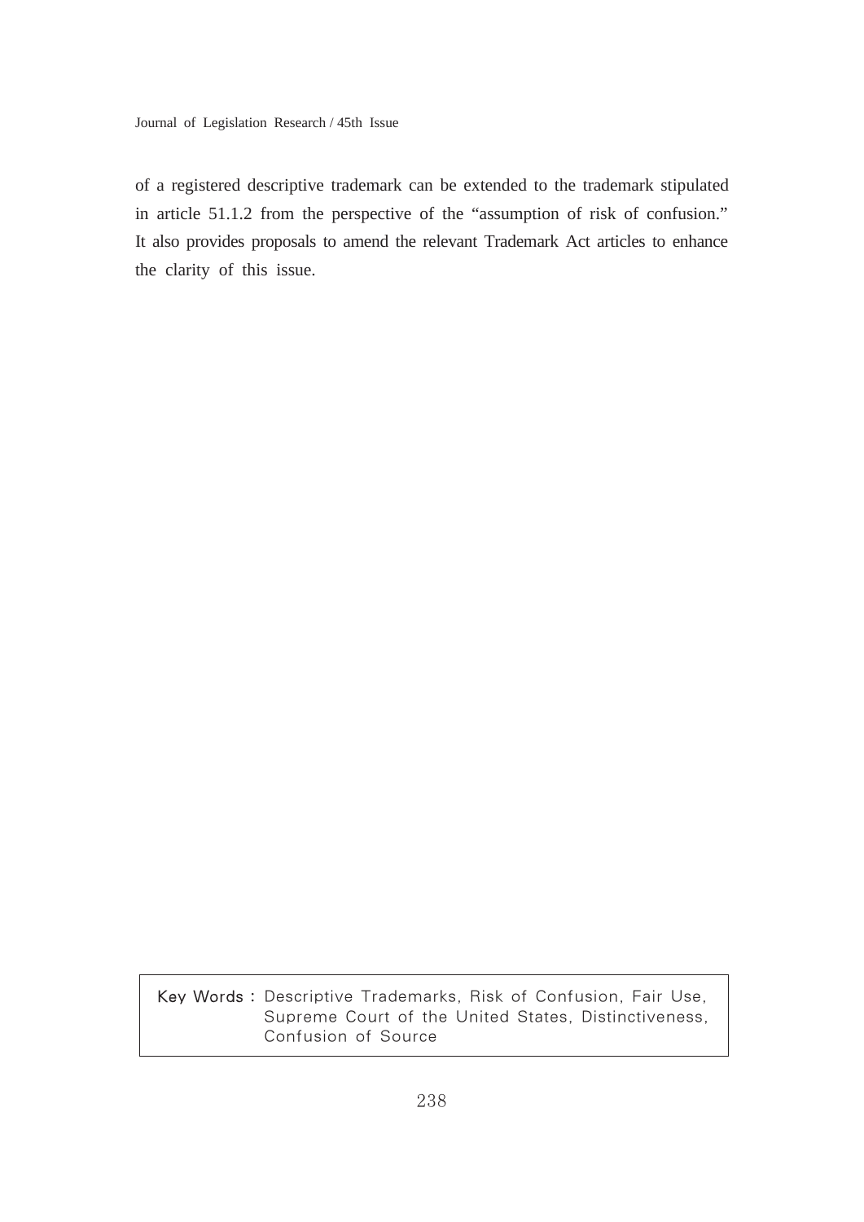of a registered descriptive trademark can be extended to the trademark stipulated in article 51.1.2 from the perspective of the "assumption of risk of confusion." It also provides proposals to amend the relevant Trademark Act articles to enhance the clarity of this issue.

**Key Words :** Descriptive Trademarks, Risk of Confusion, Fair Use, Supreme Court of the United States, Distinctiveness, Confusion of Source